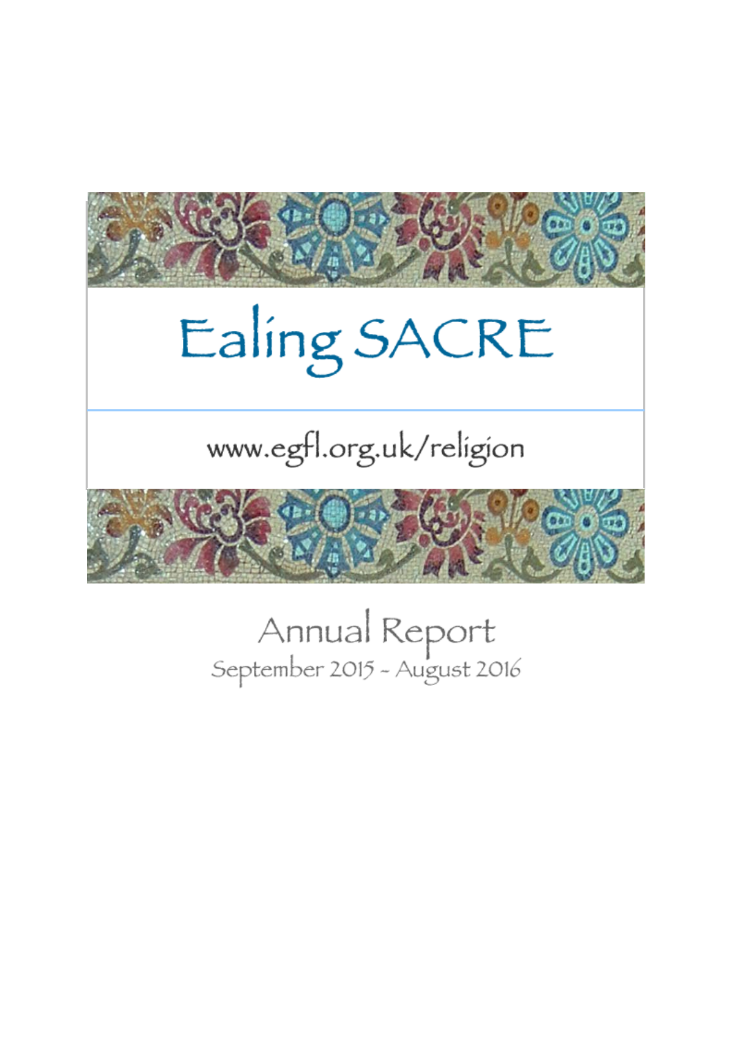# Ealing SACRE

www.egfl.org.uk/religion

## Annual Report

September 2015 - August 2016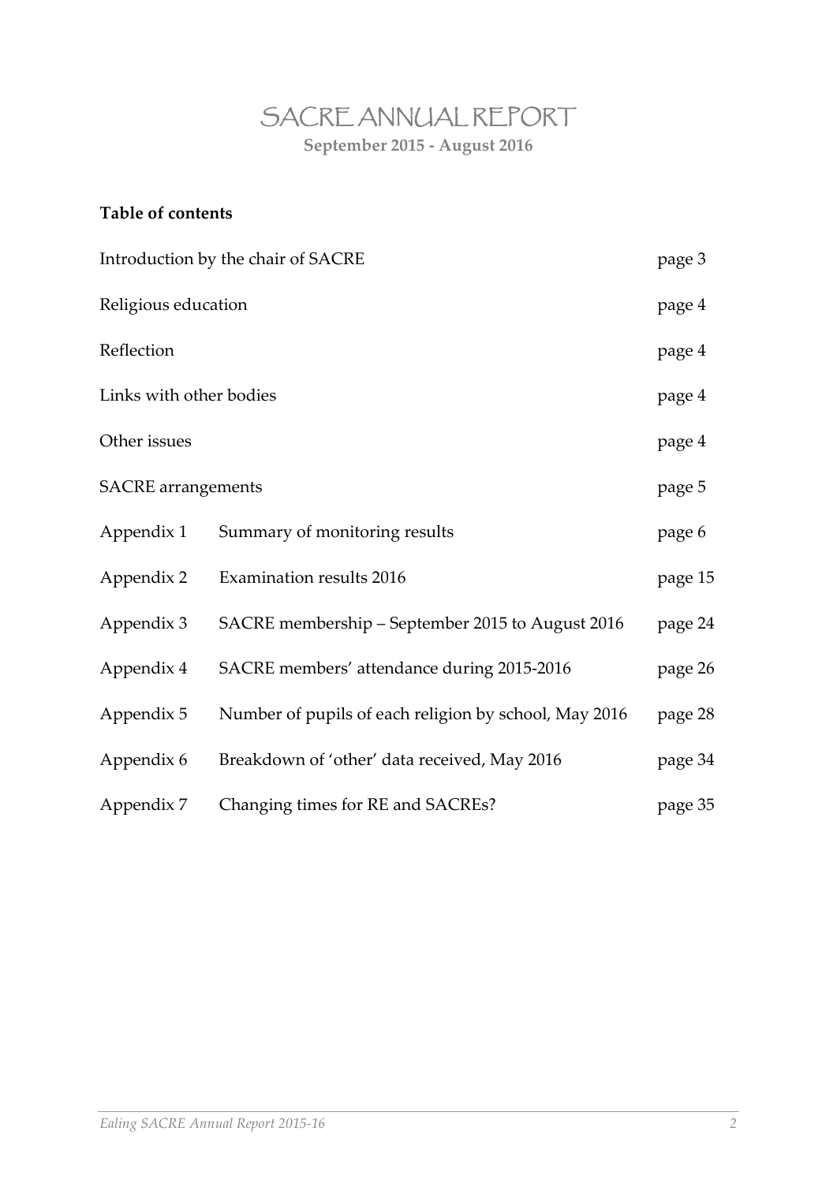# SACRE ANNUAL REPORT

**September 2015 - August 2016**

**Table of contents**

| | | |
|---|---|---|
| Introduction by the chair of SACRE | | page 3 |
| Religious education | | page 4 |
| Reflection | | page 4 |
| Links with other bodies | | page 4 |
| Other issues | | page 4 |
| SACRE arrangements | | page 5 |
| Appendix 1 | Summary of monitoring results | page 6 |
| Appendix 2 | Examination results 2016 | page 15 |
| Appendix 3 | SACRE membership – September 2015 to August 2016 | page 24 |
| Appendix 4 | SACRE members' attendance during 2015-2016 | page 26 |
| Appendix 5 | Number of pupils of each religion by school, May 2016 | page 28 |
| Appendix 6 | Breakdown of 'other' data received, May 2016 | page 34 |
| Appendix 7 | Changing times for RE and SACREs? | page 35 |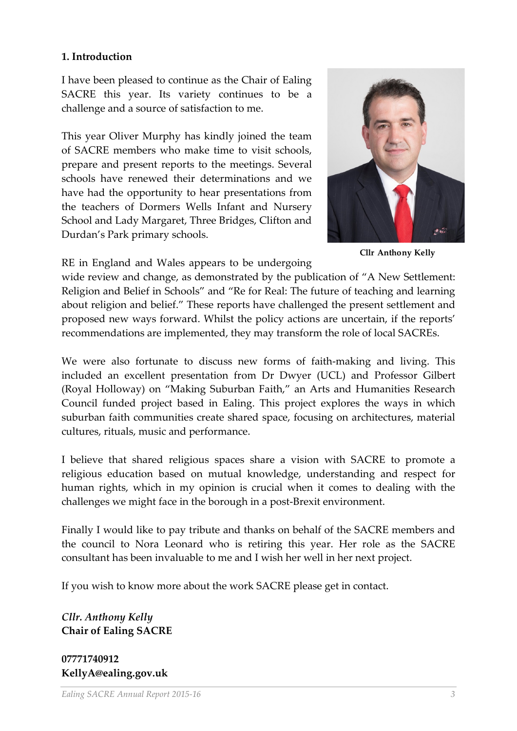## 1. Introduction

I have been pleased to continue as the Chair of Ealing SACRE this year. Its variety continues to be a challenge and a source of satisfaction to me.

This year Oliver Murphy has kindly joined the team of SACRE members who make time to visit schools, prepare and present reports to the meetings. Several schools have renewed their determinations and we have had the opportunity to hear presentations from the teachers of Dormers Wells Infant and Nursery School and Lady Margaret, Three Bridges, Clifton and Durdan's Park primary schools.

**Cllr Anthony Kelly**

RE in England and Wales appears to be undergoing wide review and change, as demonstrated by the publication of "A New Settlement: Religion and Belief in Schools" and "Re for Real: The future of teaching and learning about religion and belief." These reports have challenged the present settlement and proposed new ways forward. Whilst the policy actions are uncertain, if the reports' recommendations are implemented, they may transform the role of local SACREs.

We were also fortunate to discuss new forms of faith-making and living. This included an excellent presentation from Dr Dwyer (UCL) and Professor Gilbert (Royal Holloway) on "Making Suburban Faith," an Arts and Humanities Research Council funded project based in Ealing. This project explores the ways in which suburban faith communities create shared space, focusing on architectures, material cultures, rituals, music and performance.

I believe that shared religious spaces share a vision with SACRE to promote a religious education based on mutual knowledge, understanding and respect for human rights, which in my opinion is crucial when it comes to dealing with the challenges we might face in the borough in a post-Brexit environment.

Finally I would like to pay tribute and thanks on behalf of the SACRE members and the council to Nora Leonard who is retiring this year. Her role as the SACRE consultant has been invaluable to me and I wish her well in her next project.

If you wish to know more about the work SACRE please get in contact.

*Cllr. Anthony Kelly*
**Chair of Ealing SACRE**

**07771740912**
**KellyA@ealing.gov.uk**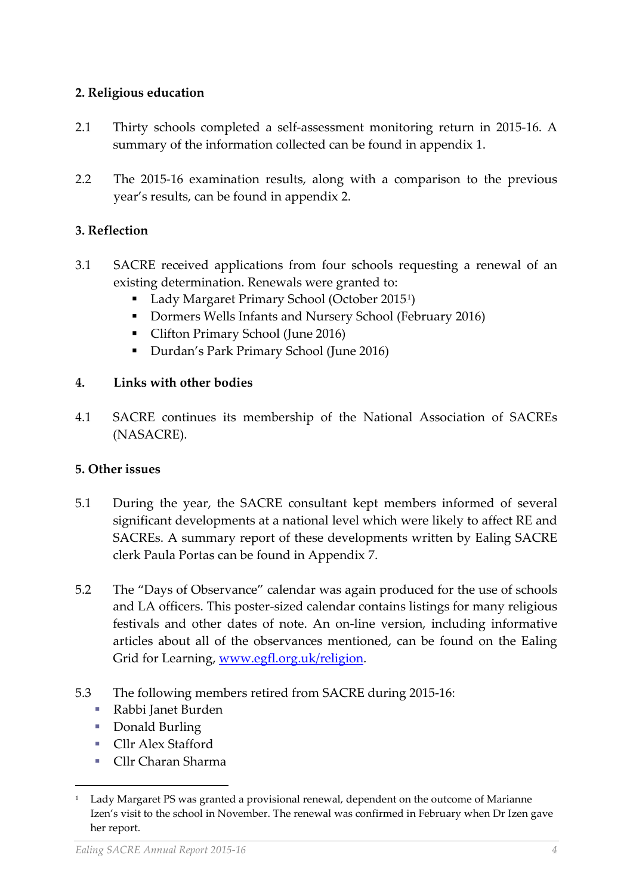## 2. Religious education

2.1 Thirty schools completed a self-assessment monitoring return in 2015-16. A summary of the information collected can be found in appendix 1.

2.2 The 2015-16 examination results, along with a comparison to the previous year's results, can be found in appendix 2.

## 3. Reflection

3.1 SACRE received applications from four schools requesting a renewal of an existing determination. Renewals were granted to:

- Lady Margaret Primary School (October 2015[1])
- Dormers Wells Infants and Nursery School (February 2016)
- Clifton Primary School (June 2016)
- Durdan's Park Primary School (June 2016)

## 4. Links with other bodies

4.1 SACRE continues its membership of the National Association of SACREs (NASACRE).

## 5. Other issues

5.1 During the year, the SACRE consultant kept members informed of several significant developments at a national level which were likely to affect RE and SACREs. A summary report of these developments written by Ealing SACRE clerk Paula Portas can be found in Appendix 7.

5.2 The "Days of Observance" calendar was again produced for the use of schools and LA officers. This poster-sized calendar contains listings for many religious festivals and other dates of note. An on-line version, including informative articles about all of the observances mentioned, can be found on the Ealing Grid for Learning, [www.egfl.org.uk/religion](www.egfl.org.uk/religion).

5.3 The following members retired from SACRE during 2015-16:

- Rabbi Janet Burden
- Donald Burling
- Cllr Alex Stafford
- Cllr Charan Sharma

---

[1] Lady Margaret PS was granted a provisional renewal, dependent on the outcome of Marianne Izen's visit to the school in November. The renewal was confirmed in February when Dr Izen gave her report.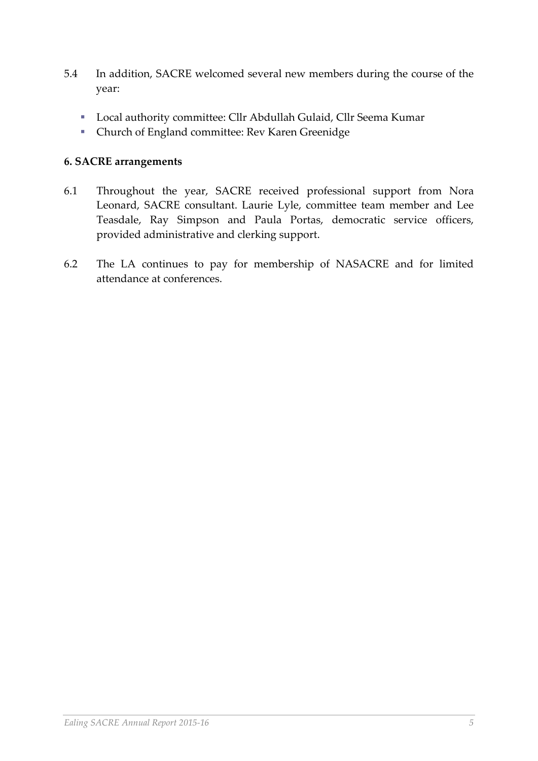5.4 In addition, SACRE welcomed several new members during the course of the year:

- Local authority committee: Cllr Abdullah Gulaid, Cllr Seema Kumar
- Church of England committee: Rev Karen Greenidge

**6. SACRE arrangements**

6.1 Throughout the year, SACRE received professional support from Nora Leonard, SACRE consultant. Laurie Lyle, committee team member and Lee Teasdale, Ray Simpson and Paula Portas, democratic service officers, provided administrative and clerking support.

6.2 The LA continues to pay for membership of NASACRE and for limited attendance at conferences.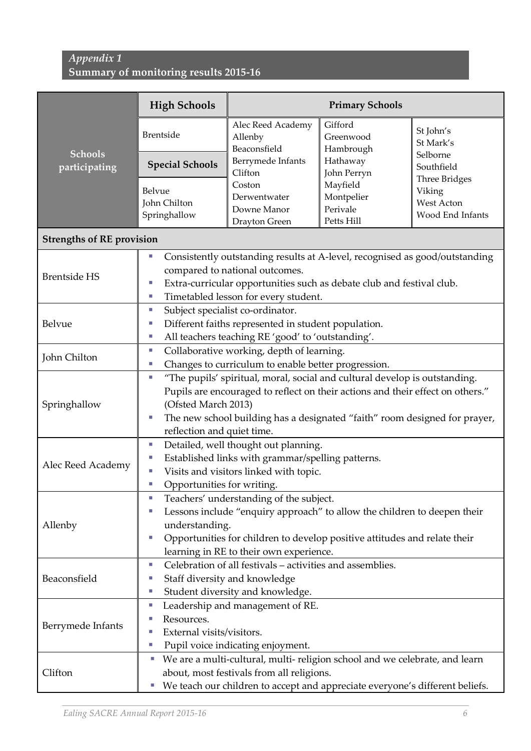*Appendix 1*
**Summary of monitoring results 2015-16**

| **Schools participating** | **High Schools** | **Primary Schools** | | |
|---|---|---|---|---|
| | Brentside | Alec Reed Academy<br>Allenby<br>Beaconsfield<br>Berrymede Infants<br>Clifton<br>Coston<br>Derwentwater<br>Downe Manor<br>Drayton Green | Gifford<br>Greenwood<br>Hambrough<br>Hathaway<br>John Perryn<br>Mayfield<br>Montpelier<br>Perivale<br>Petts Hill | St John's<br>St Mark's<br>Selborne<br>Southfield<br>Three Bridges<br>Viking<br>West Acton<br>Wood End Infants |
| | **Special Schools** | | | |
| | Belvue<br>John Chilton<br>Springhallow | | | |

| **Strengths of RE provision** | |
|---|---|
| Brentside HS | ▪ Consistently outstanding results at A-level, recognised as good/outstanding compared to national outcomes.<br>▪ Extra-curricular opportunities such as debate club and festival club.<br>▪ Timetabled lesson for every student. |
| Belvue | ▪ Subject specialist co-ordinator.<br>▪ Different faiths represented in student population.<br>▪ All teachers teaching RE 'good' to 'outstanding'. |
| John Chilton | ▪ Collaborative working, depth of learning.<br>▪ Changes to curriculum to enable better progression. |
| Springhallow | ▪ "The pupils' spiritual, moral, social and cultural develop is outstanding. Pupils are encouraged to reflect on their actions and their effect on others." (Ofsted March 2013)<br>▪ The new school building has a designated "faith" room designed for prayer, reflection and quiet time. |
| Alec Reed Academy | ▪ Detailed, well thought out planning.<br>▪ Established links with grammar/spelling patterns.<br>▪ Visits and visitors linked with topic.<br>▪ Opportunities for writing. |
| Allenby | ▪ Teachers' understanding of the subject.<br>▪ Lessons include "enquiry approach" to allow the children to deepen their understanding.<br>▪ Opportunities for children to develop positive attitudes and relate their learning in RE to their own experience. |
| Beaconsfield | ▪ Celebration of all festivals – activities and assemblies.<br>▪ Staff diversity and knowledge<br>▪ Student diversity and knowledge. |
| Berrymede Infants | ▪ Leadership and management of RE.<br>▪ Resources.<br>▪ External visits/visitors.<br>▪ Pupil voice indicating enjoyment. |
| Clifton | ▪ We are a multi-cultural, multi- religion school and we celebrate, and learn about, most festivals from all religions.<br>▪ We teach our children to accept and appreciate everyone's different beliefs. |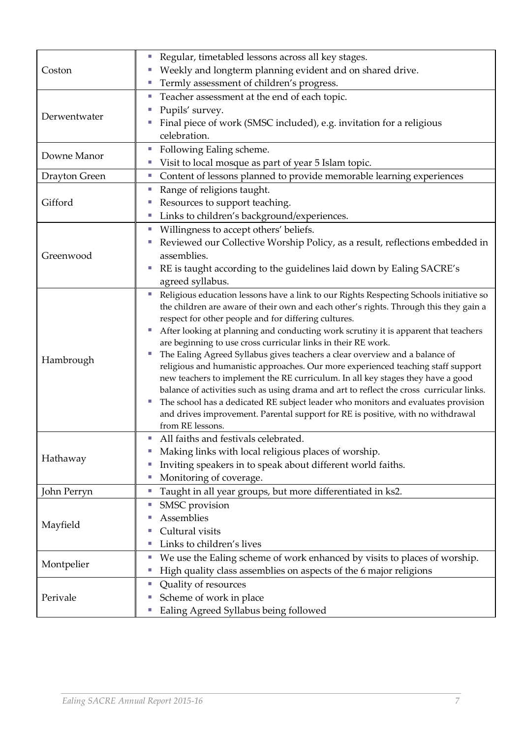| | |
|---|---|
| Coston | ▪ Regular, timetabled lessons across all key stages.<br>▪ Weekly and longterm planning evident and on shared drive.<br>▪ Termly assessment of children's progress. |
| Derwentwater | ▪ Teacher assessment at the end of each topic.<br>▪ Pupils' survey.<br>▪ Final piece of work (SMSC included), e.g. invitation for a religious celebration. |
| Downe Manor | ▪ Following Ealing scheme.<br>▪ Visit to local mosque as part of year 5 Islam topic. |
| Drayton Green | ▪ Content of lessons planned to provide memorable learning experiences |
| Gifford | ▪ Range of religions taught.<br>▪ Resources to support teaching.<br>▪ Links to children's background/experiences. |
| Greenwood | ▪ Willingness to accept others' beliefs.<br>▪ Reviewed our Collective Worship Policy, as a result, reflections embedded in assemblies.<br>▪ RE is taught according to the guidelines laid down by Ealing SACRE's agreed syllabus. |
| Hambrough | ▪ Religious education lessons have a link to our Rights Respecting Schools initiative so the children are aware of their own and each other's rights. Through this they gain a respect for other people and for differing cultures.<br>▪ After looking at planning and conducting work scrutiny it is apparent that teachers are beginning to use cross curricular links in their RE work.<br>▪ The Ealing Agreed Syllabus gives teachers a clear overview and a balance of religious and humanistic approaches. Our more experienced teaching staff support new teachers to implement the RE curriculum. In all key stages they have a good balance of activities such as using drama and art to reflect the cross curricular links.<br>▪ The school has a dedicated RE subject leader who monitors and evaluates provision and drives improvement. Parental support for RE is positive, with no withdrawal from RE lessons. |
| Hathaway | ▪ All faiths and festivals celebrated.<br>▪ Making links with local religious places of worship.<br>▪ Inviting speakers in to speak about different world faiths.<br>▪ Monitoring of coverage. |
| John Perryn | ▪ Taught in all year groups, but more differentiated in ks2. |
| Mayfield | ▪ SMSC provision<br>▪ Assemblies<br>▪ Cultural visits<br>▪ Links to children's lives |
| Montpelier | ▪ We use the Ealing scheme of work enhanced by visits to places of worship.<br>▪ High quality class assemblies on aspects of the 6 major religions |
| Perivale | ▪ Quality of resources<br>▪ Scheme of work in place<br>▪ Ealing Agreed Syllabus being followed |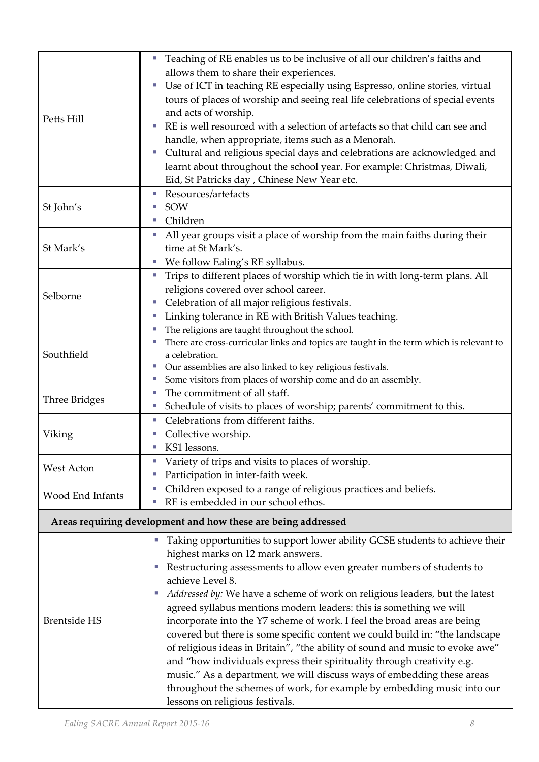| | |
|---|---|
| Petts Hill | ▪ Teaching of RE enables us to be inclusive of all our children's faiths and allows them to share their experiences.<br>▪ Use of ICT in teaching RE especially using Espresso, online stories, virtual tours of places of worship and seeing real life celebrations of special events and acts of worship.<br>▪ RE is well resourced with a selection of artefacts so that child can see and handle, when appropriate, items such as a Menorah.<br>▪ Cultural and religious special days and celebrations are acknowledged and learnt about throughout the school year. For example: Christmas, Diwali, Eid, St Patricks day , Chinese New Year etc. |
| St John's | ▪ Resources/artefacts<br>▪ SOW<br>▪ Children |
| St Mark's | ▪ All year groups visit a place of worship from the main faiths during their time at St Mark's.<br>▪ We follow Ealing's RE syllabus. |
| Selborne | ▪ Trips to different places of worship which tie in with long-term plans. All religions covered over school career.<br>▪ Celebration of all major religious festivals.<br>▪ Linking tolerance in RE with British Values teaching. |
| Southfield | ▪ The religions are taught throughout the school.<br>▪ There are cross-curricular links and topics are taught in the term which is relevant to a celebration.<br>▪ Our assemblies are also linked to key religious festivals.<br>▪ Some visitors from places of worship come and do an assembly. |
| Three Bridges | ▪ The commitment of all staff.<br>▪ Schedule of visits to places of worship; parents' commitment to this. |
| Viking | ▪ Celebrations from different faiths.<br>▪ Collective worship.<br>▪ KS1 lessons. |
| West Acton | ▪ Variety of trips and visits to places of worship.<br>▪ Participation in inter-faith week. |
| Wood End Infants | ▪ Children exposed to a range of religious practices and beliefs.<br>▪ RE is embedded in our school ethos. |
| **Areas requiring development and how these are being addressed** | |
| Brentside HS | ▪ Taking opportunities to support lower ability GCSE students to achieve their highest marks on 12 mark answers.<br>▪ Restructuring assessments to allow even greater numbers of students to achieve Level 8.<br>▪ *Addressed by:* We have a scheme of work on religious leaders, but the latest agreed syllabus mentions modern leaders: this is something we will incorporate into the Y7 scheme of work. I feel the broad areas are being covered but there is some specific content we could build in: "the landscape of religious ideas in Britain", "the ability of sound and music to evoke awe" and "how individuals express their spirituality through creativity e.g. music." As a department, we will discuss ways of embedding these areas throughout the schemes of work, for example by embedding music into our lessons on religious festivals. |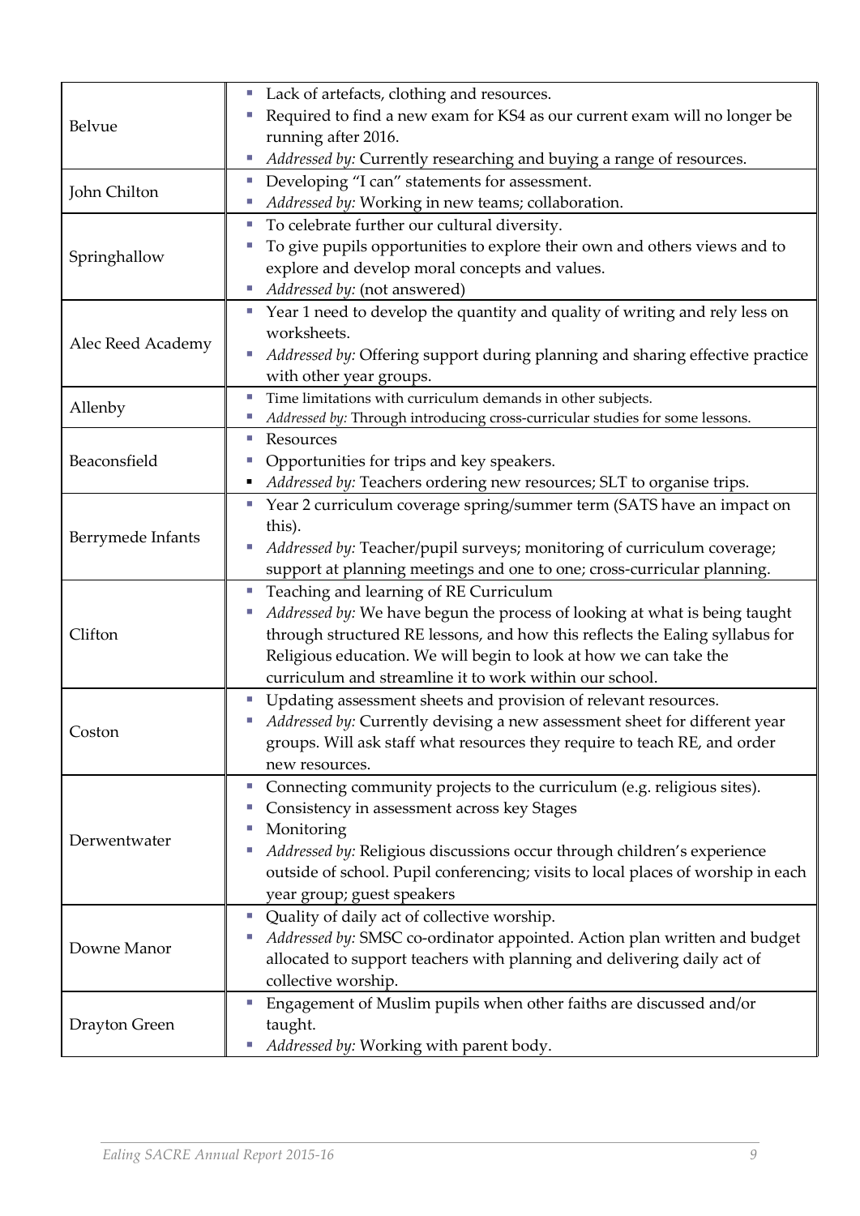| | |
|---|---|
| Belvue | • Lack of artefacts, clothing and resources.<br>• Required to find a new exam for KS4 as our current exam will no longer be running after 2016.<br>• *Addressed by:* Currently researching and buying a range of resources. |
| John Chilton | • Developing "I can" statements for assessment.<br>• *Addressed by:* Working in new teams; collaboration. |
| Springhallow | • To celebrate further our cultural diversity.<br>• To give pupils opportunities to explore their own and others views and to explore and develop moral concepts and values.<br>• *Addressed by:* (not answered) |
| Alec Reed Academy | • Year 1 need to develop the quantity and quality of writing and rely less on worksheets.<br>• *Addressed by:* Offering support during planning and sharing effective practice with other year groups. |
| Allenby | • Time limitations with curriculum demands in other subjects.<br>• *Addressed by:* Through introducing cross-curricular studies for some lessons. |
| Beaconsfield | • Resources<br>• Opportunities for trips and key speakers.<br>• *Addressed by:* Teachers ordering new resources; SLT to organise trips. |
| Berrymede Infants | • Year 2 curriculum coverage spring/summer term (SATS have an impact on this).<br>• *Addressed by:* Teacher/pupil surveys; monitoring of curriculum coverage; support at planning meetings and one to one; cross-curricular planning. |
| Clifton | • Teaching and learning of RE Curriculum<br>• *Addressed by:* We have begun the process of looking at what is being taught through structured RE lessons, and how this reflects the Ealing syllabus for Religious education. We will begin to look at how we can take the curriculum and streamline it to work within our school. |
| Coston | • Updating assessment sheets and provision of relevant resources.<br>• *Addressed by:* Currently devising a new assessment sheet for different year groups. Will ask staff what resources they require to teach RE, and order new resources. |
| Derwentwater | • Connecting community projects to the curriculum (e.g. religious sites).<br>• Consistency in assessment across key Stages<br>• Monitoring<br>• *Addressed by:* Religious discussions occur through children's experience outside of school. Pupil conferencing; visits to local places of worship in each year group; guest speakers |
| Downe Manor | • Quality of daily act of collective worship.<br>• *Addressed by:* SMSC co-ordinator appointed. Action plan written and budget allocated to support teachers with planning and delivering daily act of collective worship. |
| Drayton Green | • Engagement of Muslim pupils when other faiths are discussed and/or taught.<br>• *Addressed by:* Working with parent body. |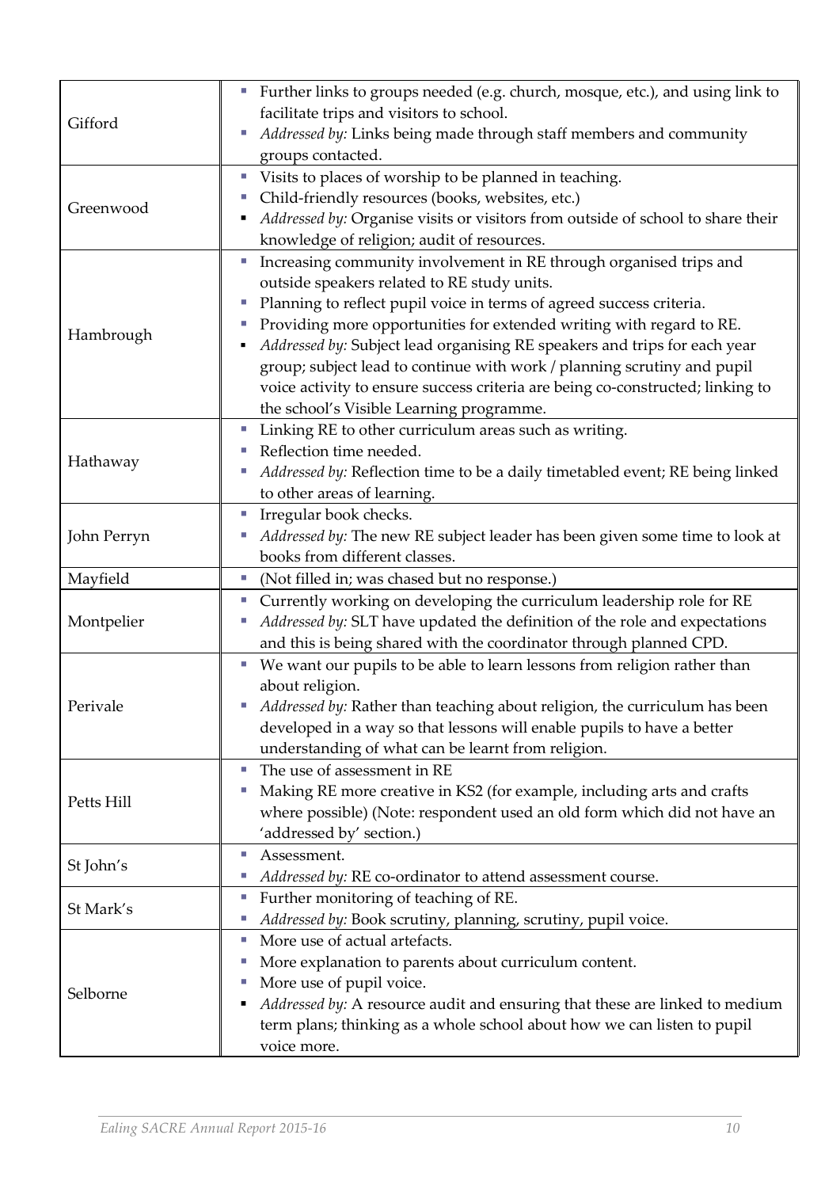| | |
|---|---|
| Gifford | ▪ Further links to groups needed (e.g. church, mosque, etc.), and using link to facilitate trips and visitors to school.<br>▪ *Addressed by:* Links being made through staff members and community groups contacted. |
| Greenwood | ▪ Visits to places of worship to be planned in teaching.<br>▪ Child-friendly resources (books, websites, etc.)<br>▪ *Addressed by:* Organise visits or visitors from outside of school to share their knowledge of religion; audit of resources. |
| Hambrough | ▪ Increasing community involvement in RE through organised trips and outside speakers related to RE study units.<br>▪ Planning to reflect pupil voice in terms of agreed success criteria.<br>▪ Providing more opportunities for extended writing with regard to RE.<br>▪ *Addressed by:* Subject lead organising RE speakers and trips for each year group; subject lead to continue with work / planning scrutiny and pupil voice activity to ensure success criteria are being co-constructed; linking to the school's Visible Learning programme. |
| Hathaway | ▪ Linking RE to other curriculum areas such as writing.<br>▪ Reflection time needed.<br>▪ *Addressed by:* Reflection time to be a daily timetabled event; RE being linked to other areas of learning. |
| John Perryn | ▪ Irregular book checks.<br>▪ *Addressed by:* The new RE subject leader has been given some time to look at books from different classes. |
| Mayfield | ▪ (Not filled in; was chased but no response.) |
| Montpelier | ▪ Currently working on developing the curriculum leadership role for RE<br>▪ *Addressed by:* SLT have updated the definition of the role and expectations and this is being shared with the coordinator through planned CPD. |
| Perivale | ▪ We want our pupils to be able to learn lessons from religion rather than about religion.<br>▪ *Addressed by:* Rather than teaching about religion, the curriculum has been developed in a way so that lessons will enable pupils to have a better understanding of what can be learnt from religion. |
| Petts Hill | ▪ The use of assessment in RE<br>▪ Making RE more creative in KS2 (for example, including arts and crafts where possible) (Note: respondent used an old form which did not have an 'addressed by' section.) |
| St John's | ▪ Assessment.<br>▪ *Addressed by:* RE co-ordinator to attend assessment course. |
| St Mark's | ▪ Further monitoring of teaching of RE.<br>▪ *Addressed by:* Book scrutiny, planning, scrutiny, pupil voice. |
| Selborne | ▪ More use of actual artefacts.<br>▪ More explanation to parents about curriculum content.<br>▪ More use of pupil voice.<br>▪ *Addressed by:* A resource audit and ensuring that these are linked to medium term plans; thinking as a whole school about how we can listen to pupil voice more. |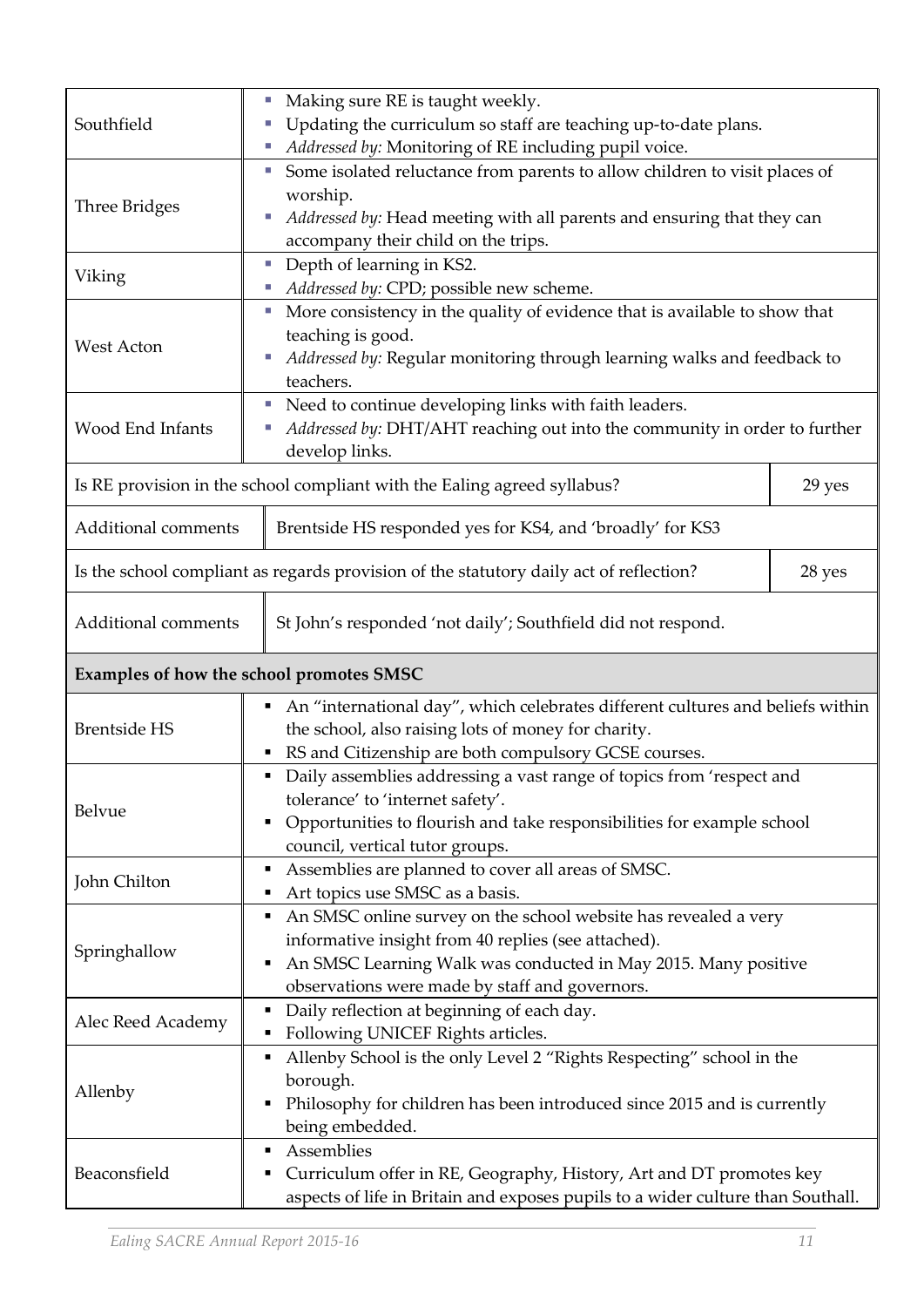| | |
|---|---|
| Southfield | • Making sure RE is taught weekly.<br>• Updating the curriculum so staff are teaching up-to-date plans.<br>• *Addressed by:* Monitoring of RE including pupil voice. |
| Three Bridges | • Some isolated reluctance from parents to allow children to visit places of worship.<br>• *Addressed by:* Head meeting with all parents and ensuring that they can accompany their child on the trips. |
| Viking | • Depth of learning in KS2.<br>• *Addressed by:* CPD; possible new scheme. |
| West Acton | • More consistency in the quality of evidence that is available to show that teaching is good.<br>• *Addressed by:* Regular monitoring through learning walks and feedback to teachers. |
| Wood End Infants | • Need to continue developing links with faith leaders.<br>• *Addressed by:* DHT/AHT reaching out into the community in order to further develop links. |

| | |
|---|---|
| Is RE provision in the school compliant with the Ealing agreed syllabus? | 29 yes |
| Additional comments | Brentside HS responded yes for KS4, and 'broadly' for KS3 |
| Is the school compliant as regards provision of the statutory daily act of reflection? | 28 yes |
| Additional comments | St John's responded 'not daily'; Southfield did not respond. |

| **Examples of how the school promotes SMSC** | |
|---|---|
| Brentside HS | • An "international day", which celebrates different cultures and beliefs within the school, also raising lots of money for charity.<br>• RS and Citizenship are both compulsory GCSE courses. |
| Belvue | • Daily assemblies addressing a vast range of topics from 'respect and tolerance' to 'internet safety'.<br>• Opportunities to flourish and take responsibilities for example school council, vertical tutor groups. |
| John Chilton | • Assemblies are planned to cover all areas of SMSC.<br>• Art topics use SMSC as a basis. |
| Springhallow | • An SMSC online survey on the school website has revealed a very informative insight from 40 replies (see attached).<br>• An SMSC Learning Walk was conducted in May 2015. Many positive observations were made by staff and governors. |
| Alec Reed Academy | • Daily reflection at beginning of each day.<br>• Following UNICEF Rights articles. |
| Allenby | • Allenby School is the only Level 2 "Rights Respecting" school in the borough.<br>• Philosophy for children has been introduced since 2015 and is currently being embedded. |
| Beaconsfield | • Assemblies<br>• Curriculum offer in RE, Geography, History, Art and DT promotes key aspects of life in Britain and exposes pupils to a wider culture than Southall. |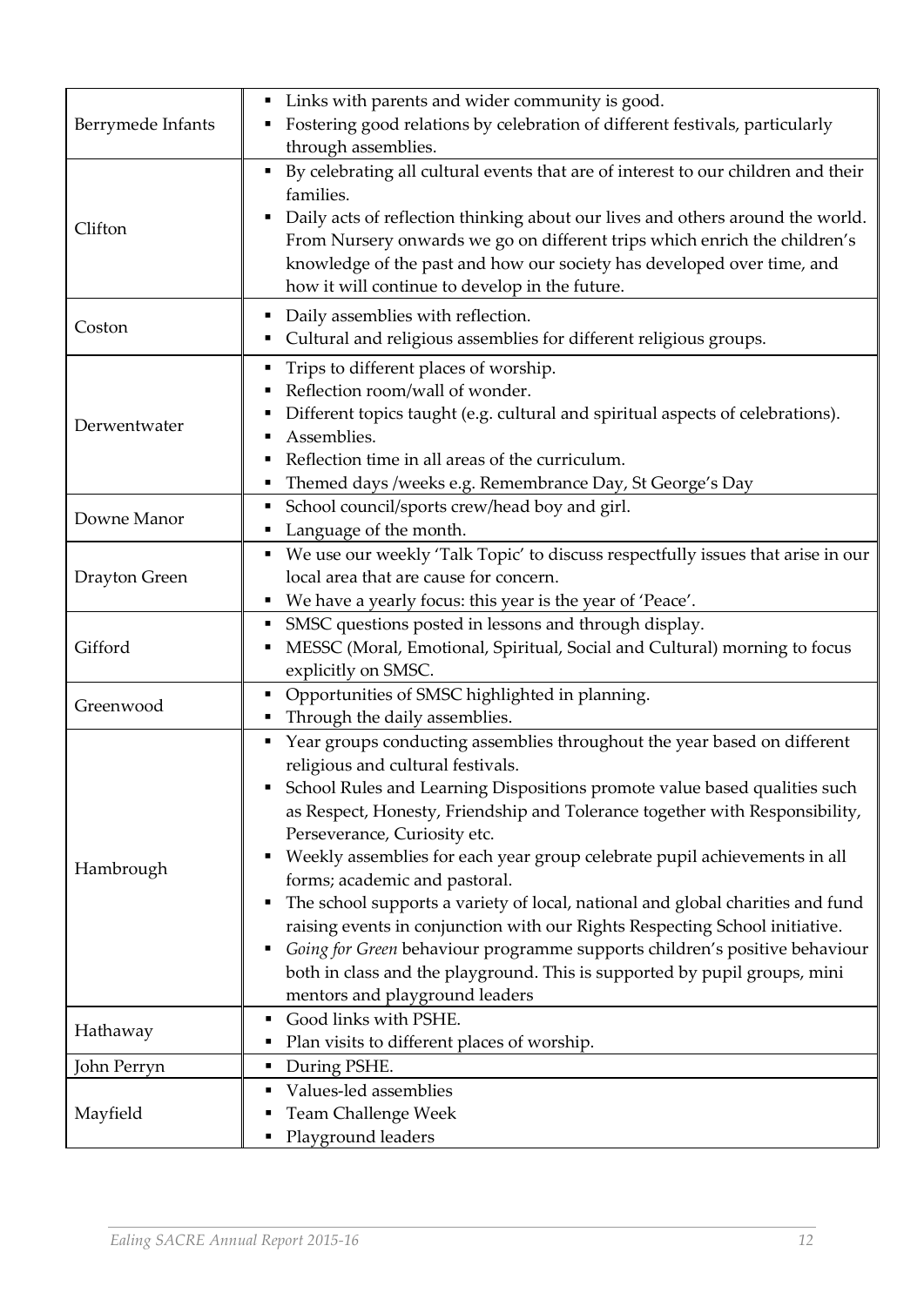| | |
|---|---|
| Berrymede Infants | ▪ Links with parents and wider community is good.<br>▪ Fostering good relations by celebration of different festivals, particularly through assemblies. |
| Clifton | ▪ By celebrating all cultural events that are of interest to our children and their families.<br>▪ Daily acts of reflection thinking about our lives and others around the world. From Nursery onwards we go on different trips which enrich the children's knowledge of the past and how our society has developed over time, and how it will continue to develop in the future. |
| Coston | ▪ Daily assemblies with reflection.<br>▪ Cultural and religious assemblies for different religious groups. |
| Derwentwater | ▪ Trips to different places of worship.<br>▪ Reflection room/wall of wonder.<br>▪ Different topics taught (e.g. cultural and spiritual aspects of celebrations).<br>▪ Assemblies.<br>▪ Reflection time in all areas of the curriculum.<br>▪ Themed days /weeks e.g. Remembrance Day, St George's Day |
| Downe Manor | ▪ School council/sports crew/head boy and girl.<br>▪ Language of the month. |
| Drayton Green | ▪ We use our weekly 'Talk Topic' to discuss respectfully issues that arise in our local area that are cause for concern.<br>▪ We have a yearly focus: this year is the year of 'Peace'. |
| Gifford | ▪ SMSC questions posted in lessons and through display.<br>▪ MESSC (Moral, Emotional, Spiritual, Social and Cultural) morning to focus explicitly on SMSC. |
| Greenwood | ▪ Opportunities of SMSC highlighted in planning.<br>▪ Through the daily assemblies. |
| Hambrough | ▪ Year groups conducting assemblies throughout the year based on different religious and cultural festivals.<br>▪ School Rules and Learning Dispositions promote value based qualities such as Respect, Honesty, Friendship and Tolerance together with Responsibility, Perseverance, Curiosity etc.<br>▪ Weekly assemblies for each year group celebrate pupil achievements in all forms; academic and pastoral.<br>▪ The school supports a variety of local, national and global charities and fund raising events in conjunction with our Rights Respecting School initiative.<br>▪ *Going for Green* behaviour programme supports children's positive behaviour both in class and the playground. This is supported by pupil groups, mini mentors and playground leaders |
| Hathaway | ▪ Good links with PSHE.<br>▪ Plan visits to different places of worship. |
| John Perryn | ▪ During PSHE. |
| Mayfield | ▪ Values-led assemblies<br>▪ Team Challenge Week<br>▪ Playground leaders |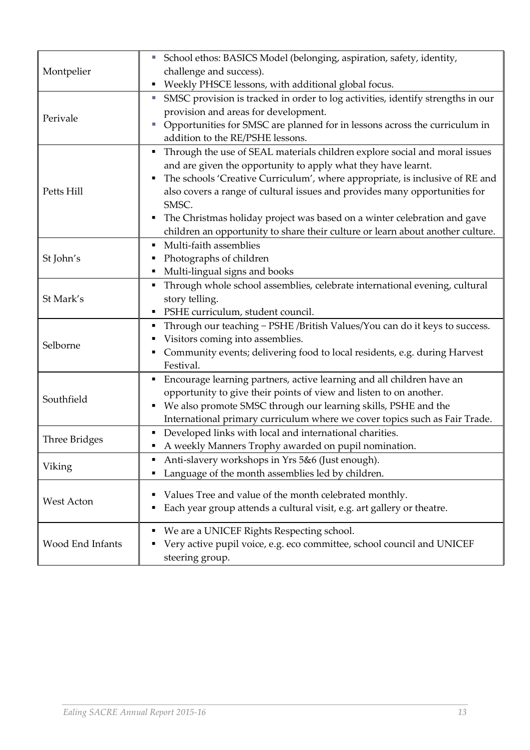| | |
|---|---|
| Montpelier | ▪ School ethos: BASICS Model (belonging, aspiration, safety, identity, challenge and success).<br>▪ Weekly PHSCE lessons, with additional global focus. |
| Perivale | ▪ SMSC provision is tracked in order to log activities, identify strengths in our provision and areas for development.<br>▪ Opportunities for SMSC are planned for in lessons across the curriculum in addition to the RE/PSHE lessons. |
| Petts Hill | ▪ Through the use of SEAL materials children explore social and moral issues and are given the opportunity to apply what they have learnt.<br>▪ The schools 'Creative Curriculum', where appropriate, is inclusive of RE and also covers a range of cultural issues and provides many opportunities for SMSC.<br>▪ The Christmas holiday project was based on a winter celebration and gave children an opportunity to share their culture or learn about another culture. |
| St John's | ▪ Multi-faith assemblies<br>▪ Photographs of children<br>▪ Multi-lingual signs and books |
| St Mark's | ▪ Through whole school assemblies, celebrate international evening, cultural story telling.<br>▪ PSHE curriculum, student council. |
| Selborne | ▪ Through our teaching – PSHE /British Values/You can do it keys to success.<br>▪ Visitors coming into assemblies.<br>▪ Community events; delivering food to local residents, e.g. during Harvest Festival. |
| Southfield | ▪ Encourage learning partners, active learning and all children have an opportunity to give their points of view and listen to on another.<br>▪ We also promote SMSC through our learning skills, PSHE and the International primary curriculum where we cover topics such as Fair Trade. |
| Three Bridges | ▪ Developed links with local and international charities.<br>▪ A weekly Manners Trophy awarded on pupil nomination. |
| Viking | ▪ Anti-slavery workshops in Yrs 5&6 (Just enough).<br>▪ Language of the month assemblies led by children. |
| West Acton | ▪ Values Tree and value of the month celebrated monthly.<br>▪ Each year group attends a cultural visit, e.g. art gallery or theatre. |
| Wood End Infants | ▪ We are a UNICEF Rights Respecting school.<br>▪ Very active pupil voice, e.g. eco committee, school council and UNICEF steering group. |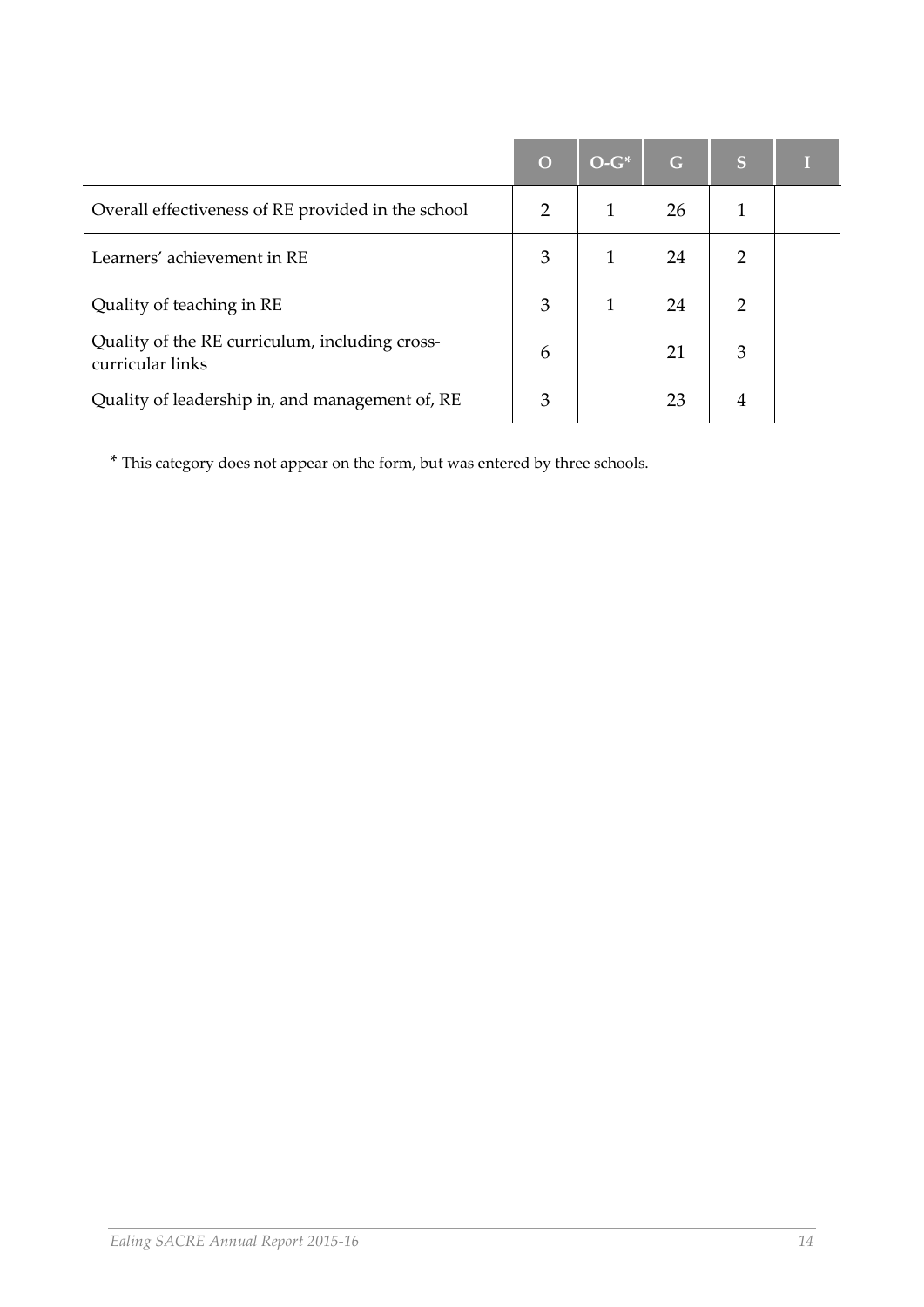| | O | O-G* | G | S | I |
|---|---|---|---|---|---|
| Overall effectiveness of RE provided in the school | 2 | 1 | 26 | 1 | |
| Learners' achievement in RE | 3 | 1 | 24 | 2 | |
| Quality of teaching in RE | 3 | 1 | 24 | 2 | |
| Quality of the RE curriculum, including cross-curricular links | 6 | | 21 | 3 | |
| Quality of leadership in, and management of, RE | 3 | | 23 | 4 | |

* This category does not appear on the form, but was entered by three schools.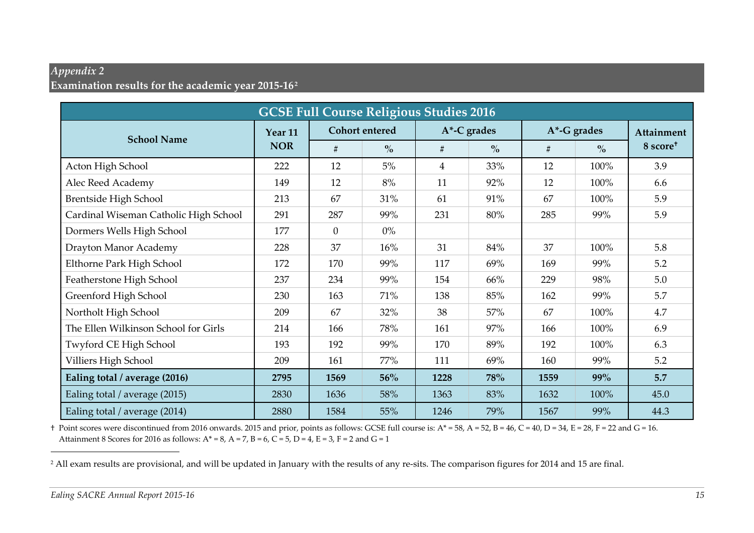*Appendix 2*

**Examination results for the academic year 2015-16**[2]

| GCSE Full Course Religious Studies 2016 | | | | | | | | |
|---|---|---|---|---|---|---|---|---|
| **School Name** | **Year 11 NOR** | **Cohort entered** | | **A*-C grades** | | **A*-G grades** | | **Attainment 8 score†** |
| | | # | % | # | % | # | % | |
| Acton High School | 222 | 12 | 5% | 4 | 33% | 12 | 100% | 3.9 |
| Alec Reed Academy | 149 | 12 | 8% | 11 | 92% | 12 | 100% | 6.6 |
| Brentside High School | 213 | 67 | 31% | 61 | 91% | 67 | 100% | 5.9 |
| Cardinal Wiseman Catholic High School | 291 | 287 | 99% | 231 | 80% | 285 | 99% | 5.9 |
| Dormers Wells High School | 177 | 0 | 0% | | | | | |
| Drayton Manor Academy | 228 | 37 | 16% | 31 | 84% | 37 | 100% | 5.8 |
| Elthorne Park High School | 172 | 170 | 99% | 117 | 69% | 169 | 99% | 5.2 |
| Featherstone High School | 237 | 234 | 99% | 154 | 66% | 229 | 98% | 5.0 |
| Greenford High School | 230 | 163 | 71% | 138 | 85% | 162 | 99% | 5.7 |
| Northolt High School | 209 | 67 | 32% | 38 | 57% | 67 | 100% | 4.7 |
| The Ellen Wilkinson School for Girls | 214 | 166 | 78% | 161 | 97% | 166 | 100% | 6.9 |
| Twyford CE High School | 193 | 192 | 99% | 170 | 89% | 192 | 100% | 6.3 |
| Villiers High School | 209 | 161 | 77% | 111 | 69% | 160 | 99% | 5.2 |
| **Ealing total / average (2016)** | **2795** | **1569** | **56%** | **1228** | **78%** | **1559** | **99%** | **5.7** |
| Ealing total / average (2015) | 2830 | 1636 | 58% | 1363 | 83% | 1632 | 100% | 45.0 |
| Ealing total / average (2014) | 2880 | 1584 | 55% | 1246 | 79% | 1567 | 99% | 44.3 |

† Point scores were discontinued from 2016 onwards. 2015 and prior, points as follows: GCSE full course is: A* = 58, A = 52, B = 46, C = 40, D = 34, E = 28, F = 22 and G = 16. Attainment 8 Scores for 2016 as follows: A* = 8, A = 7, B = 6, C = 5, D = 4, E = 3, F = 2 and G = 1

[2] All exam results are provisional, and will be updated in January with the results of any re-sits. The comparison figures for 2014 and 15 are final.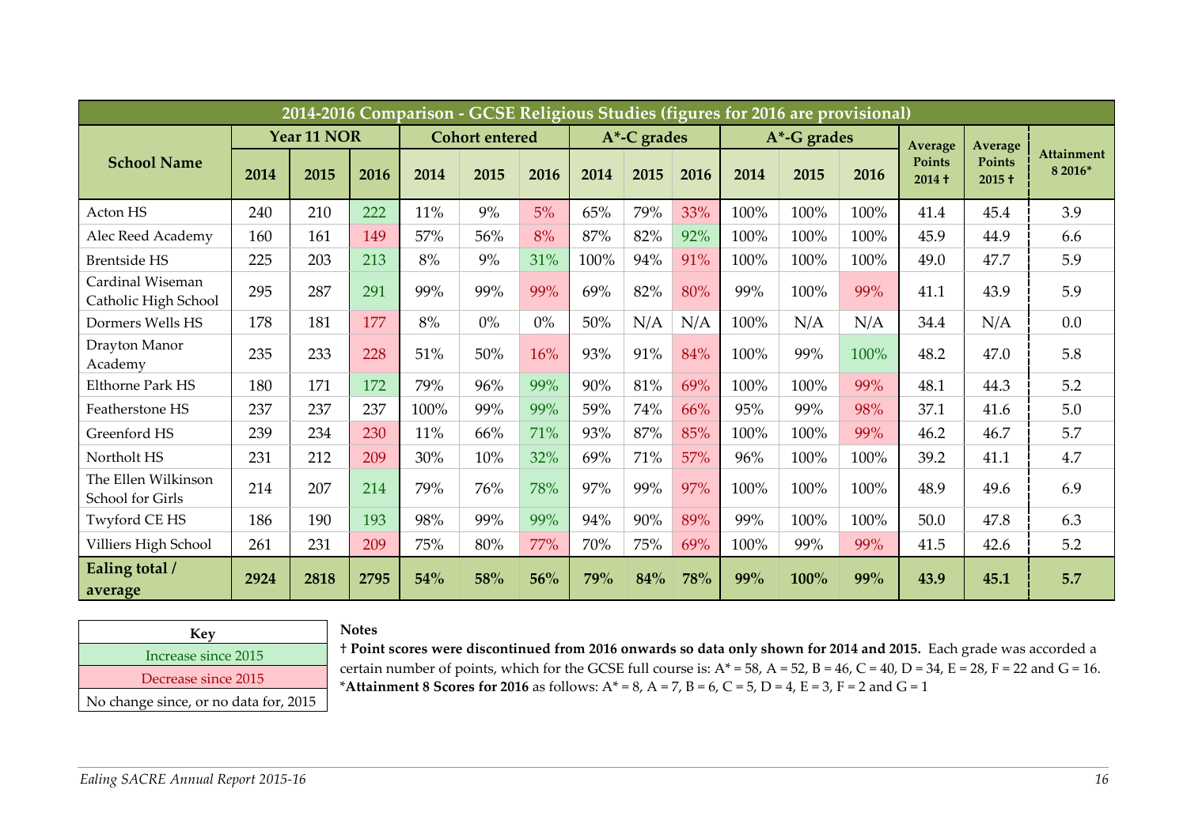| 2014-2016 Comparison - GCSE Religious Studies (figures for 2016 are provisional) | | | | | | | | | | | | | | | |
|---|---|---|---|---|---|---|---|---|---|---|---|---|---|---|---|
| **School Name** | **Year 11 NOR** | | | **Cohort entered** | | | **A*-C grades** | | | **A*-G grades** | | | **Average Points 2014 †** | **Average Points 2015 †** | **Attainment 8 2016*** |
| | **2014** | **2015** | **2016** | **2014** | **2015** | **2016** | **2014** | **2015** | **2016** | **2014** | **2015** | **2016** | | | |
| Acton HS | 240 | 210 | 222 | 11% | 9% | 5% | 65% | 79% | 33% | 100% | 100% | 100% | 41.4 | 45.4 | 3.9 |
| Alec Reed Academy | 160 | 161 | 149 | 57% | 56% | 8% | 87% | 82% | 92% | 100% | 100% | 100% | 45.9 | 44.9 | 6.6 |
| Brentside HS | 225 | 203 | 213 | 8% | 9% | 31% | 100% | 94% | 91% | 100% | 100% | 100% | 49.0 | 47.7 | 5.9 |
| Cardinal Wiseman Catholic High School | 295 | 287 | 291 | 99% | 99% | 99% | 69% | 82% | 80% | 99% | 100% | 99% | 41.1 | 43.9 | 5.9 |
| Dormers Wells HS | 178 | 181 | 177 | 8% | 0% | 0% | 50% | N/A | N/A | 100% | N/A | N/A | 34.4 | N/A | 0.0 |
| Drayton Manor Academy | 235 | 233 | 228 | 51% | 50% | 16% | 93% | 91% | 84% | 100% | 99% | 100% | 48.2 | 47.0 | 5.8 |
| Elthorne Park HS | 180 | 171 | 172 | 79% | 96% | 99% | 90% | 81% | 69% | 100% | 100% | 99% | 48.1 | 44.3 | 5.2 |
| Featherstone HS | 237 | 237 | 237 | 100% | 99% | 99% | 59% | 74% | 66% | 95% | 99% | 98% | 37.1 | 41.6 | 5.0 |
| Greenford HS | 239 | 234 | 230 | 11% | 66% | 71% | 93% | 87% | 85% | 100% | 100% | 99% | 46.2 | 46.7 | 5.7 |
| Northolt HS | 231 | 212 | 209 | 30% | 10% | 32% | 69% | 71% | 57% | 96% | 100% | 100% | 39.2 | 41.1 | 4.7 |
| The Ellen Wilkinson School for Girls | 214 | 207 | 214 | 79% | 76% | 78% | 97% | 99% | 97% | 100% | 100% | 100% | 48.9 | 49.6 | 6.9 |
| Twyford CE HS | 186 | 190 | 193 | 98% | 99% | 99% | 94% | 90% | 89% | 99% | 100% | 100% | 50.0 | 47.8 | 6.3 |
| Villiers High School | 261 | 231 | 209 | 75% | 80% | 77% | 70% | 75% | 69% | 100% | 99% | 99% | 41.5 | 42.6 | 5.2 |
| **Ealing total / average** | **2924** | **2818** | **2795** | **54%** | **58%** | **56%** | **79%** | **84%** | **78%** | **99%** | **100%** | **99%** | **43.9** | **45.1** | **5.7** |

| Key |
|---|
| Increase since 2015 |
| Decrease since 2015 |
| No change since, or no data for, 2015 |

**Notes**

† **Point scores were discontinued from 2016 onwards so data only shown for 2014 and 2015.** Each grade was accorded a certain number of points, which for the GCSE full course is: A* = 58, A = 52, B = 46, C = 40, D = 34, E = 28, F = 22 and G = 16.

***Attainment 8 Scores for 2016** as follows: A* = 8, A = 7, B = 6, C = 5, D = 4, E = 3, F = 2 and G = 1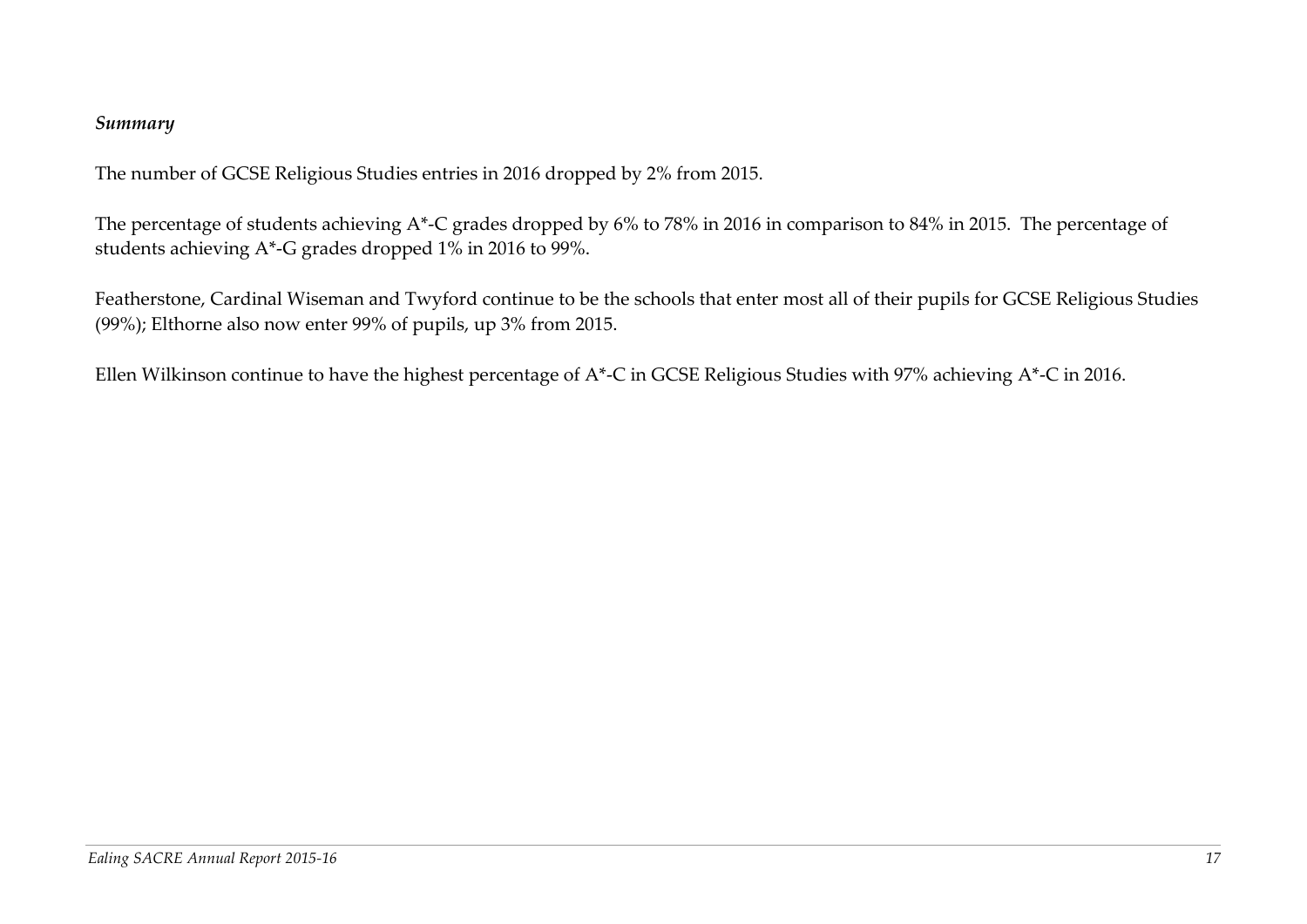*Summary*

The number of GCSE Religious Studies entries in 2016 dropped by 2% from 2015.

The percentage of students achieving A*-C grades dropped by 6% to 78% in 2016 in comparison to 84% in 2015. The percentage of students achieving A*-G grades dropped 1% in 2016 to 99%.

Featherstone, Cardinal Wiseman and Twyford continue to be the schools that enter most all of their pupils for GCSE Religious Studies (99%); Elthorne also now enter 99% of pupils, up 3% from 2015.

Ellen Wilkinson continue to have the highest percentage of A*-C in GCSE Religious Studies with 97% achieving A*-C in 2016.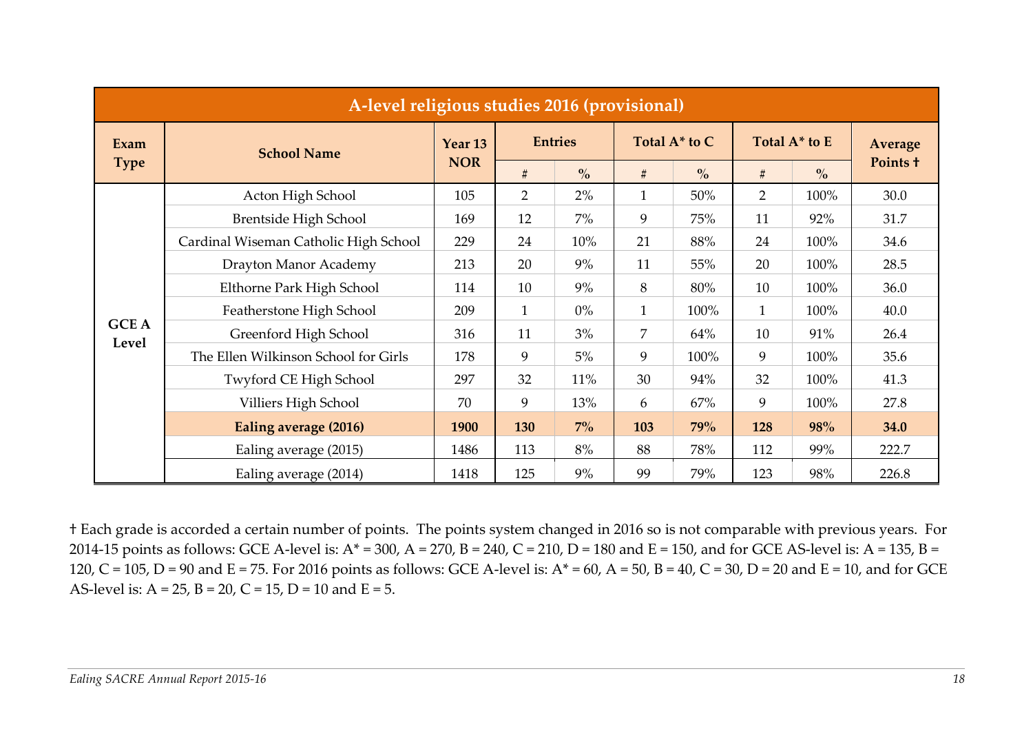| A-level religious studies 2016 (provisional) | | | | | | | | | |
|---|---|---|---|---|---|---|---|---|---|
| **Exam Type** | **School Name** | **Year 13 NOR** | **Entries** | | **Total A* to C** | | **Total A* to E** | | **Average Points †** |
| | | | # | % | # | % | # | % | |
| GCE A Level | Acton High School | 105 | 2 | 2% | 1 | 50% | 2 | 100% | 30.0 |
| | Brentside High School | 169 | 12 | 7% | 9 | 75% | 11 | 92% | 31.7 |
| | Cardinal Wiseman Catholic High School | 229 | 24 | 10% | 21 | 88% | 24 | 100% | 34.6 |
| | Drayton Manor Academy | 213 | 20 | 9% | 11 | 55% | 20 | 100% | 28.5 |
| | Elthorne Park High School | 114 | 10 | 9% | 8 | 80% | 10 | 100% | 36.0 |
| | Featherstone High School | 209 | 1 | 0% | 1 | 100% | 1 | 100% | 40.0 |
| | Greenford High School | 316 | 11 | 3% | 7 | 64% | 10 | 91% | 26.4 |
| | The Ellen Wilkinson School for Girls | 178 | 9 | 5% | 9 | 100% | 9 | 100% | 35.6 |
| | Twyford CE High School | 297 | 32 | 11% | 30 | 94% | 32 | 100% | 41.3 |
| | Villiers High School | 70 | 9 | 13% | 6 | 67% | 9 | 100% | 27.8 |
| | **Ealing average (2016)** | **1900** | **130** | **7%** | **103** | **79%** | **128** | **98%** | **34.0** |
| | Ealing average (2015) | 1486 | 113 | 8% | 88 | 78% | 112 | 99% | 222.7 |
| | Ealing average (2014) | 1418 | 125 | 9% | 99 | 79% | 123 | 98% | 226.8 |

† Each grade is accorded a certain number of points. The points system changed in 2016 so is not comparable with previous years. For 2014-15 points as follows: GCE A-level is: A* = 300, A = 270, B = 240, C = 210, D = 180 and E = 150, and for GCE AS-level is: A = 135, B = 120, C = 105, D = 90 and E = 75. For 2016 points as follows: GCE A-level is: A* = 60, A = 50, B = 40, C = 30, D = 20 and E = 10, and for GCE AS-level is: A = 25, B = 20, C = 15, D = 10 and E = 5.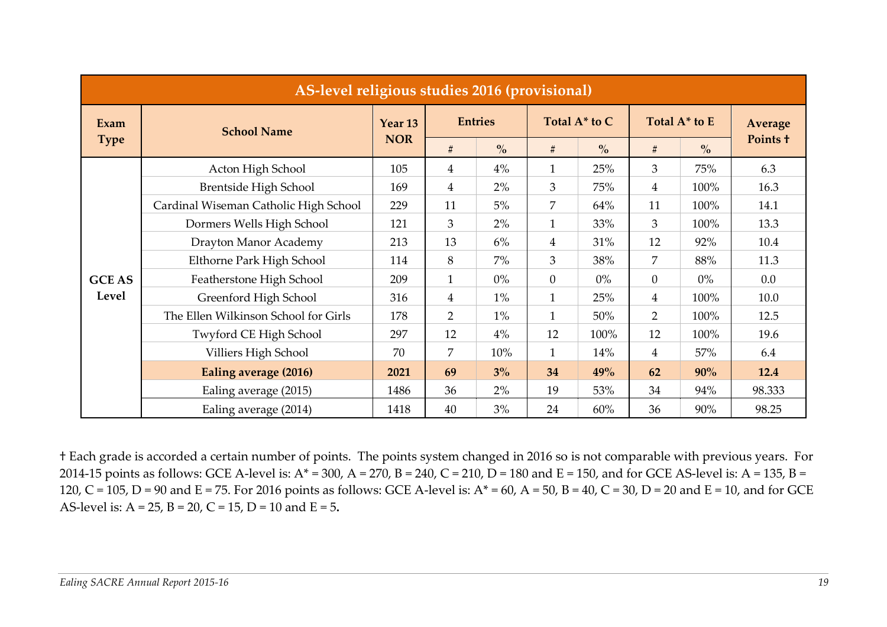| AS-level religious studies 2016 (provisional) | | | | | | | | | |
|---|---|---|---|---|---|---|---|---|---|
| **Exam Type** | **School Name** | **Year 13 NOR** | **Entries** | | **Total A* to C** | | **Total A* to E** | | **Average Points †** |
| | | | # | % | # | % | # | % | |
| GCE AS Level | Acton High School | 105 | 4 | 4% | 1 | 25% | 3 | 75% | 6.3 |
| | Brentside High School | 169 | 4 | 2% | 3 | 75% | 4 | 100% | 16.3 |
| | Cardinal Wiseman Catholic High School | 229 | 11 | 5% | 7 | 64% | 11 | 100% | 14.1 |
| | Dormers Wells High School | 121 | 3 | 2% | 1 | 33% | 3 | 100% | 13.3 |
| | Drayton Manor Academy | 213 | 13 | 6% | 4 | 31% | 12 | 92% | 10.4 |
| | Elthorne Park High School | 114 | 8 | 7% | 3 | 38% | 7 | 88% | 11.3 |
| | Featherstone High School | 209 | 1 | 0% | 0 | 0% | 0 | 0% | 0.0 |
| | Greenford High School | 316 | 4 | 1% | 1 | 25% | 4 | 100% | 10.0 |
| | The Ellen Wilkinson School for Girls | 178 | 2 | 1% | 1 | 50% | 2 | 100% | 12.5 |
| | Twyford CE High School | 297 | 12 | 4% | 12 | 100% | 12 | 100% | 19.6 |
| | Villiers High School | 70 | 7 | 10% | 1 | 14% | 4 | 57% | 6.4 |
| | **Ealing average (2016)** | **2021** | **69** | **3%** | **34** | **49%** | **62** | **90%** | **12.4** |
| | Ealing average (2015) | 1486 | 36 | 2% | 19 | 53% | 34 | 94% | 98.333 |
| | Ealing average (2014) | 1418 | 40 | 3% | 24 | 60% | 36 | 90% | 98.25 |

† Each grade is accorded a certain number of points. The points system changed in 2016 so is not comparable with previous years. For 2014-15 points as follows: GCE A-level is: A* = 300, A = 270, B = 240, C = 210, D = 180 and E = 150, and for GCE AS-level is: A = 135, B = 120, C = 105, D = 90 and E = 75. For 2016 points as follows: GCE A-level is: A* = 60, A = 50, B = 40, C = 30, D = 20 and E = 10, and for GCE AS-level is: A = 25, B = 20, C = 15, D = 10 and E = 5**.**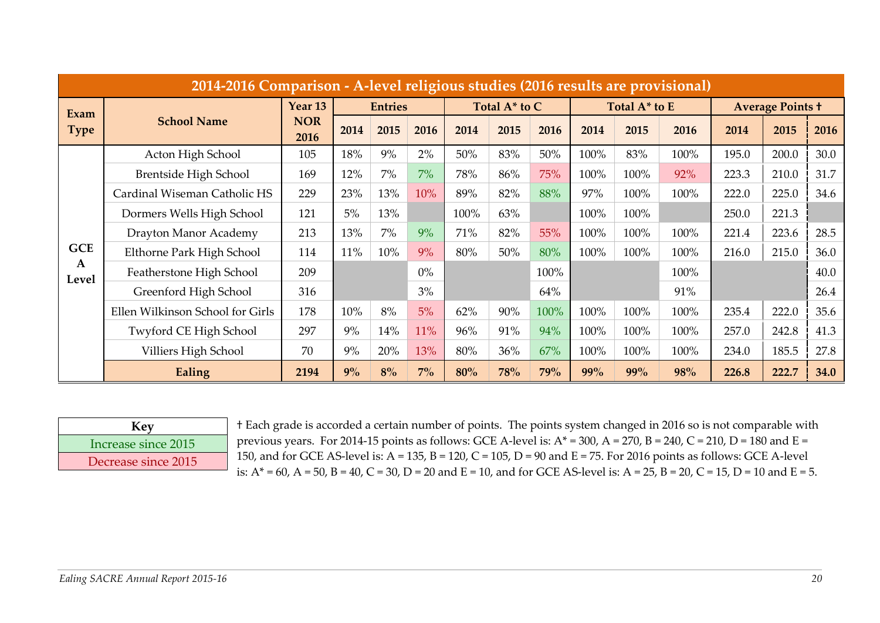| 2014-2016 Comparison - A-level religious studies (2016 results are provisional) | | | | | | | | | | | | | | | |
|---|---|---|---|---|---|---|---|---|---|---|---|---|---|---|---|
| Exam Type | School Name | Year 13 NOR 2016 | Entries | | | Total A* to C | | | Total A* to E | | | Average Points † | | | |
| | | | 2014 | 2015 | 2016 | 2014 | 2015 | 2016 | 2014 | 2015 | 2016 | 2014 | 2015 | 2016 | |
| GCE A Level | Acton High School | 105 | 18% | 9% | 2% | 50% | 83% | 50% | 100% | 83% | 100% | 195.0 | 200.0 | 30.0 | |
| | Brentside High School | 169 | 12% | 7% | 7% | 78% | 86% | 75% | 100% | 100% | 92% | 223.3 | 210.0 | 31.7 | |
| | Cardinal Wiseman Catholic HS | 229 | 23% | 13% | 10% | 89% | 82% | 88% | 97% | 100% | 100% | 222.0 | 225.0 | 34.6 | |
| | Dormers Wells High School | 121 | 5% | 13% | | 100% | 63% | | 100% | 100% | | 250.0 | 221.3 | | |
| | Drayton Manor Academy | 213 | 13% | 7% | 9% | 71% | 82% | 55% | 100% | 100% | 100% | 221.4 | 223.6 | 28.5 | |
| | Elthorne Park High School | 114 | 11% | 10% | 9% | 80% | 50% | 80% | 100% | 100% | 100% | 216.0 | 215.0 | 36.0 | |
| | Featherstone High School | 209 | | | 0% | | | 100% | | | 100% | | | 40.0 | |
| | Greenford High School | 316 | | | 3% | | | 64% | | | 91% | | | 26.4 | |
| | Ellen Wilkinson School for Girls | 178 | 10% | 8% | 5% | 62% | 90% | 100% | 100% | 100% | 100% | 235.4 | 222.0 | 35.6 | |
| | Twyford CE High School | 297 | 9% | 14% | 11% | 96% | 91% | 94% | 100% | 100% | 100% | 257.0 | 242.8 | 41.3 | |
| | Villiers High School | 70 | 9% | 20% | 13% | 80% | 36% | 67% | 100% | 100% | 100% | 234.0 | 185.5 | 27.8 | |
| | **Ealing** | **2194** | **9%** | **8%** | **7%** | **80%** | **78%** | **79%** | **99%** | **99%** | **98%** | **226.8** | **222.7** | **34.0** | |

| Key |
|---|
| Increase since 2015 |
| Decrease since 2015 |

† Each grade is accorded a certain number of points. The points system changed in 2016 so is not comparable with previous years. For 2014-15 points as follows: GCE A-level is: A* = 300, A = 270, B = 240, C = 210, D = 180 and E = 150, and for GCE AS-level is: A = 135, B = 120, C = 105, D = 90 and E = 75. For 2016 points as follows: GCE A-level is: A* = 60, A = 50, B = 40, C = 30, D = 20 and E = 10, and for GCE AS-level is: A = 25, B = 20, C = 15, D = 10 and E = 5.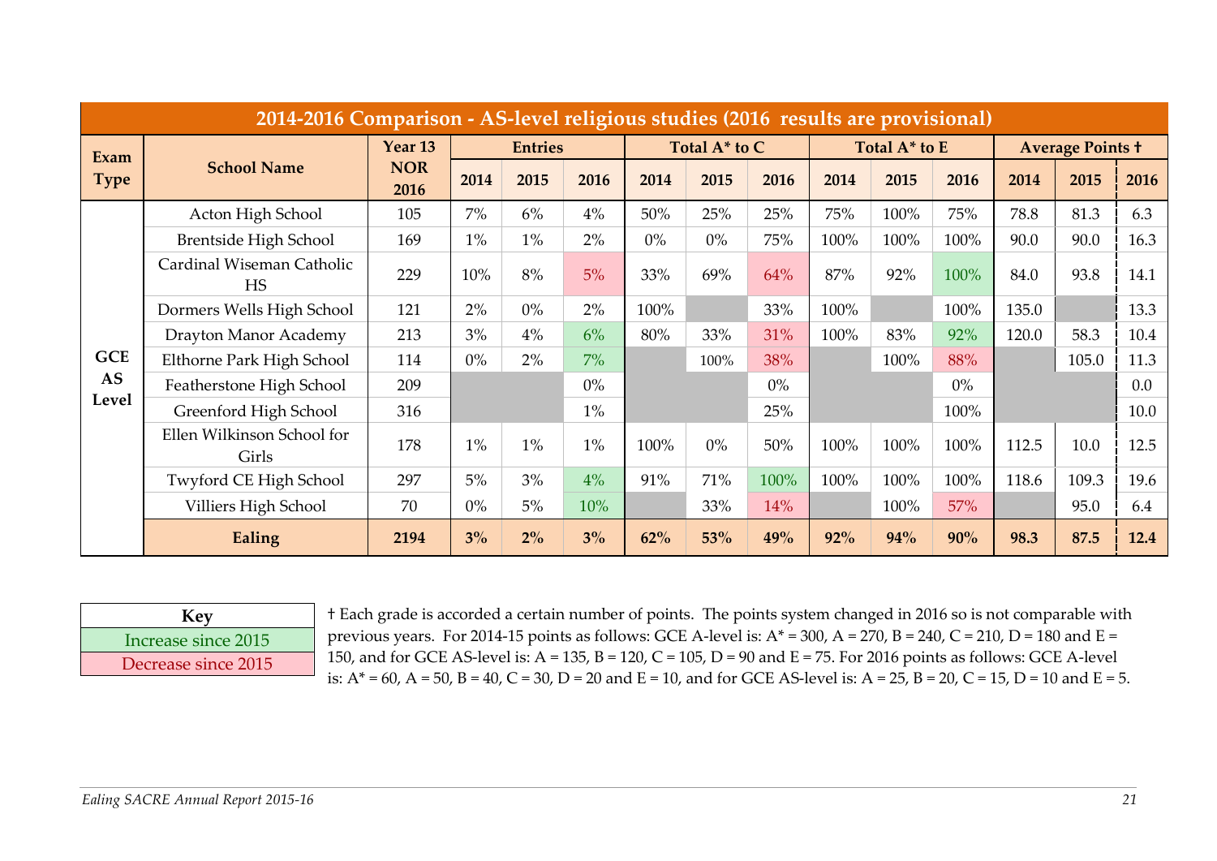| Exam Type | School Name | Year 13 NOR 2016 | Entries | | | Total A* to C | | | Total A* to E | | | Average Points † | | |
|---|---|---|---|---|---|---|---|---|---|---|---|---|---|---|
| | | | 2014 | 2015 | 2016 | 2014 | 2015 | 2016 | 2014 | 2015 | 2016 | 2014 | 2015 | 2016 |
| GCE AS Level | Acton High School | 105 | 7% | 6% | 4% | 50% | 25% | 25% | 75% | 100% | 75% | 78.8 | 81.3 | 6.3 |
| | Brentside High School | 169 | 1% | 1% | 2% | 0% | 0% | 75% | 100% | 100% | 100% | 90.0 | 90.0 | 16.3 |
| | Cardinal Wiseman Catholic HS | 229 | 10% | 8% | 5% | 33% | 69% | 64% | 87% | 92% | 100% | 84.0 | 93.8 | 14.1 |
| | Dormers Wells High School | 121 | 2% | 0% | 2% | 100% | | 33% | 100% | | 100% | 135.0 | | 13.3 |
| | Drayton Manor Academy | 213 | 3% | 4% | 6% | 80% | 33% | 31% | 100% | 83% | 92% | 120.0 | 58.3 | 10.4 |
| | Elthorne Park High School | 114 | 0% | 2% | 7% | | 100% | 38% | | 100% | 88% | | 105.0 | 11.3 |
| | Featherstone High School | 209 | | | 0% | | | 0% | | | 0% | | | 0.0 |
| | Greenford High School | 316 | | | 1% | | | 25% | | | 100% | | | 10.0 |
| | Ellen Wilkinson School for Girls | 178 | 1% | 1% | 1% | 100% | 0% | 50% | 100% | 100% | 100% | 112.5 | 10.0 | 12.5 |
| | Twyford CE High School | 297 | 5% | 3% | 4% | 91% | 71% | 100% | 100% | 100% | 100% | 118.6 | 109.3 | 19.6 |
| | Villiers High School | 70 | 0% | 5% | 10% | | 33% | 14% | | 100% | 57% | | 95.0 | 6.4 |
| | **Ealing** | **2194** | **3%** | **2%** | **3%** | **62%** | **53%** | **49%** | **92%** | **94%** | **90%** | **98.3** | **87.5** | **12.4** |

Table title: **2014-2016 Comparison - AS-level religious studies (2016 results are provisional)**

| Key |
|---|
| Increase since 2015 |
| Decrease since 2015 |

† Each grade is accorded a certain number of points. The points system changed in 2016 so is not comparable with previous years. For 2014-15 points as follows: GCE A-level is: A* = 300, A = 270, B = 240, C = 210, D = 180 and E = 150, and for GCE AS-level is: A = 135, B = 120, C = 105, D = 90 and E = 75. For 2016 points as follows: GCE A-level is: A* = 60, A = 50, B = 40, C = 30, D = 20 and E = 10, and for GCE AS-level is: A = 25, B = 20, C = 15, D = 10 and E = 5.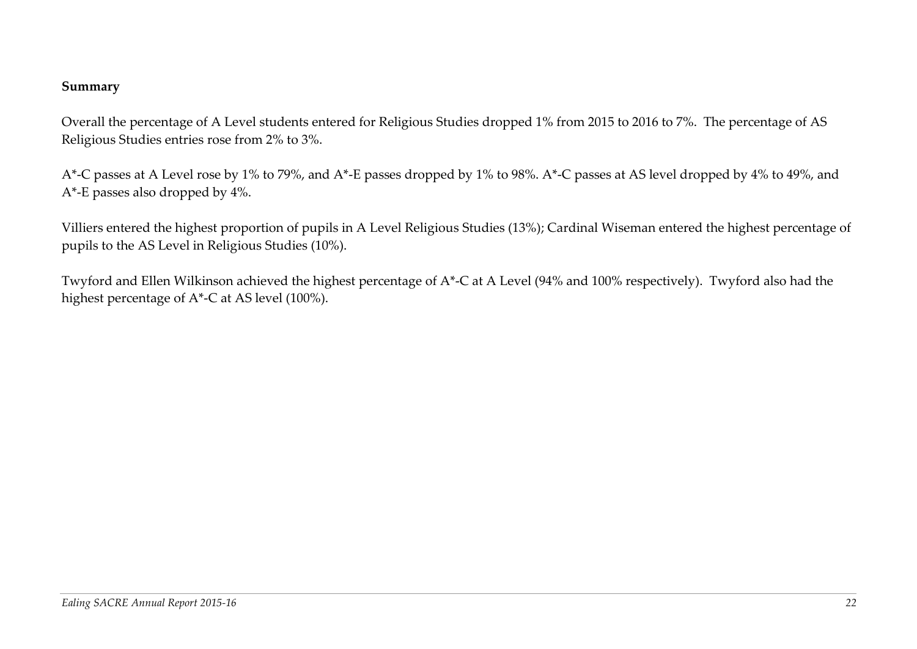**Summary**

Overall the percentage of A Level students entered for Religious Studies dropped 1% from 2015 to 2016 to 7%. The percentage of AS Religious Studies entries rose from 2% to 3%.

A*-C passes at A Level rose by 1% to 79%, and A*-E passes dropped by 1% to 98%. A*-C passes at AS level dropped by 4% to 49%, and A*-E passes also dropped by 4%.

Villiers entered the highest proportion of pupils in A Level Religious Studies (13%); Cardinal Wiseman entered the highest percentage of pupils to the AS Level in Religious Studies (10%).

Twyford and Ellen Wilkinson achieved the highest percentage of A*-C at A Level (94% and 100% respectively). Twyford also had the highest percentage of A*-C at AS level (100%).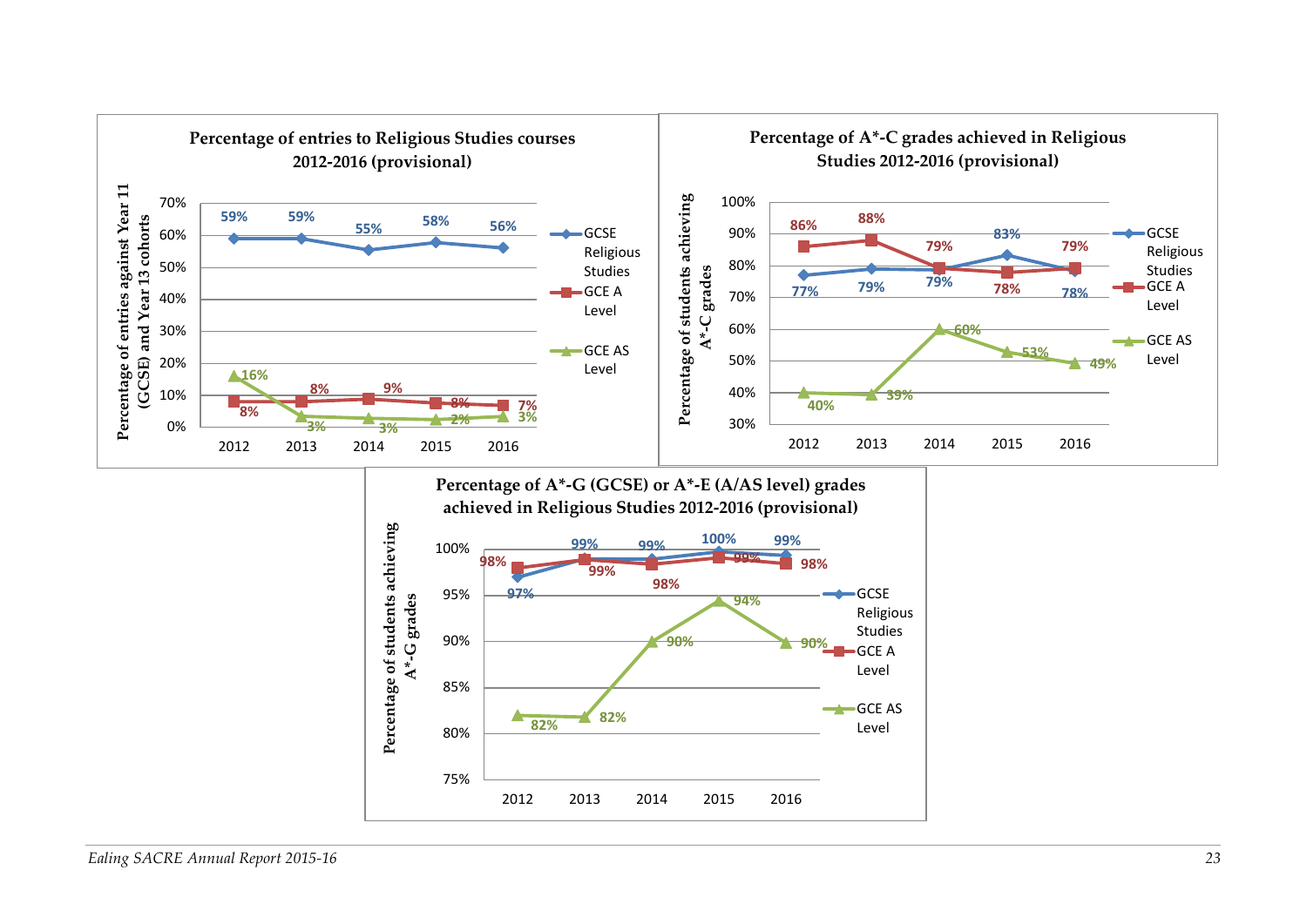**Percentage of entries to Religious Studies courses 2012-2016 (provisional)**

Percentage of entries against Year 11 (GCSE) and Year 13 cohorts

| | 2012 | 2013 | 2014 | 2015 | 2016 |
|---|---|---|---|---|---|
| GCSE Religious Studies | 59% | 59% | 55% | 58% | 56% |
| GCE A Level | 8% | 8% | 9% | 8% | 7% |
| GCE AS Level | 16% | 3% | 3% | 2% | 3% |

**Percentage of A*-C grades achieved in Religious Studies 2012-2016 (provisional)**

Percentage of students achieving A*-C grades

| | 2012 | 2013 | 2014 | 2015 | 2016 |
|---|---|---|---|---|---|
| GCSE Religious Studies | 77% | 79% | 79% | 83% | 78% |
| GCE A Level | 86% | 88% | 79% | 78% | 79% |
| GCE AS Level | 40% | 39% | 60% | 53% | 49% |

**Percentage of A*-G (GCSE) or A*-E (A/AS level) grades achieved in Religious Studies 2012-2016 (provisional)**

Percentage of students achieving A*-G grades

| | 2012 | 2013 | 2014 | 2015 | 2016 |
|---|---|---|---|---|---|
| GCSE Religious Studies | 97% | 99% | 99% | 100% | 99% |
| GCE A Level | 98% | 99% | 98% | 99% | 98% |
| GCE AS Level | 82% | 82% | 90% | 94% | 90% |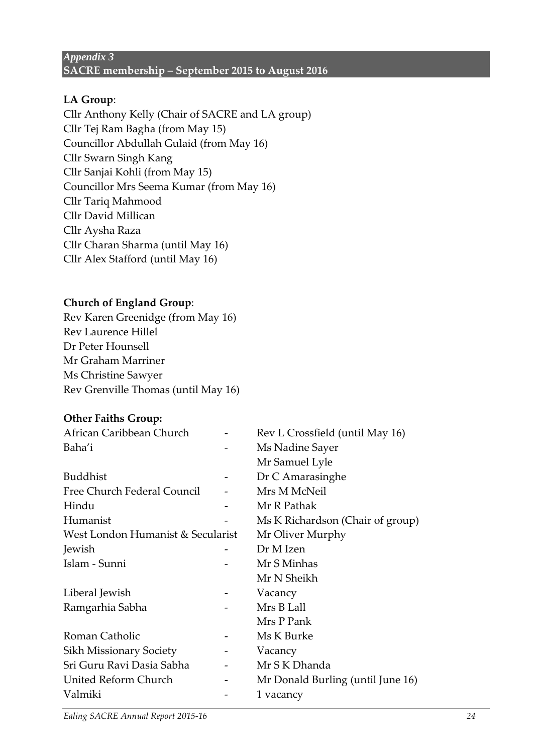*Appendix 3*

## SACRE membership – September 2015 to August 2016

**LA Group**:

Cllr Anthony Kelly (Chair of SACRE and LA group)
Cllr Tej Ram Bagha (from May 15)
Councillor Abdullah Gulaid (from May 16)
Cllr Swarn Singh Kang
Cllr Sanjai Kohli (from May 15)
Councillor Mrs Seema Kumar (from May 16)
Cllr Tariq Mahmood
Cllr David Millican
Cllr Aysha Raza
Cllr Charan Sharma (until May 16)
Cllr Alex Stafford (until May 16)

**Church of England Group**:

Rev Karen Greenidge (from May 16)
Rev Laurence Hillel
Dr Peter Hounsell
Mr Graham Marriner
Ms Christine Sawyer
Rev Grenville Thomas (until May 16)

**Other Faiths Group:**

| | | |
|---|---|---|
| African Caribbean Church | - | Rev L Crossfield (until May 16) |
| Baha'i | - | Ms Nadine Sayer |
| | | Mr Samuel Lyle |
| Buddhist | - | Dr C Amarasinghe |
| Free Church Federal Council | - | Mrs M McNeil |
| Hindu | - | Mr R Pathak |
| Humanist | - | Ms K Richardson (Chair of group) |
| West London Humanist & Secularist | | Mr Oliver Murphy |
| Jewish | - | Dr M Izen |
| Islam - Sunni | - | Mr S Minhas |
| | | Mr N Sheikh |
| Liberal Jewish | - | Vacancy |
| Ramgarhia Sabha | - | Mrs B Lall |
| | | Mrs P Pank |
| Roman Catholic | - | Ms K Burke |
| Sikh Missionary Society | - | Vacancy |
| Sri Guru Ravi Dasia Sabha | - | Mr S K Dhanda |
| United Reform Church | - | Mr Donald Burling (until June 16) |
| Valmiki | - | 1 vacancy |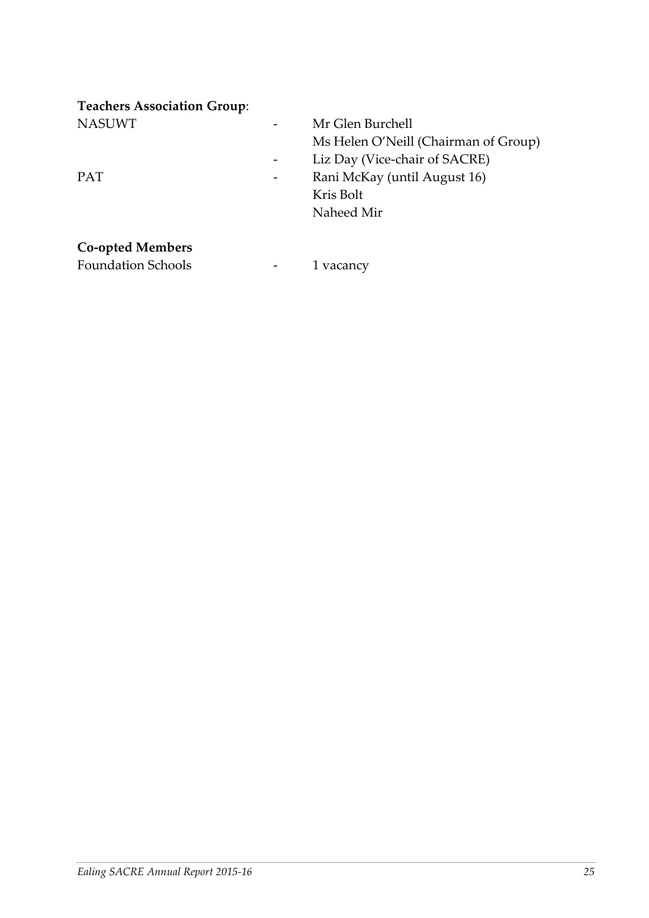**Teachers Association Group**:

| | | |
|---|---|---|
| NASUWT | - | Mr Glen Burchell |
| | | Ms Helen O'Neill (Chairman of Group) |
| | - | Liz Day (Vice-chair of SACRE) |
| PAT | - | Rani McKay (until August 16) |
| | | Kris Bolt |
| | | Naheed Mir |

**Co-opted Members**

| | | |
|---|---|---|
| Foundation Schools | - | 1 vacancy |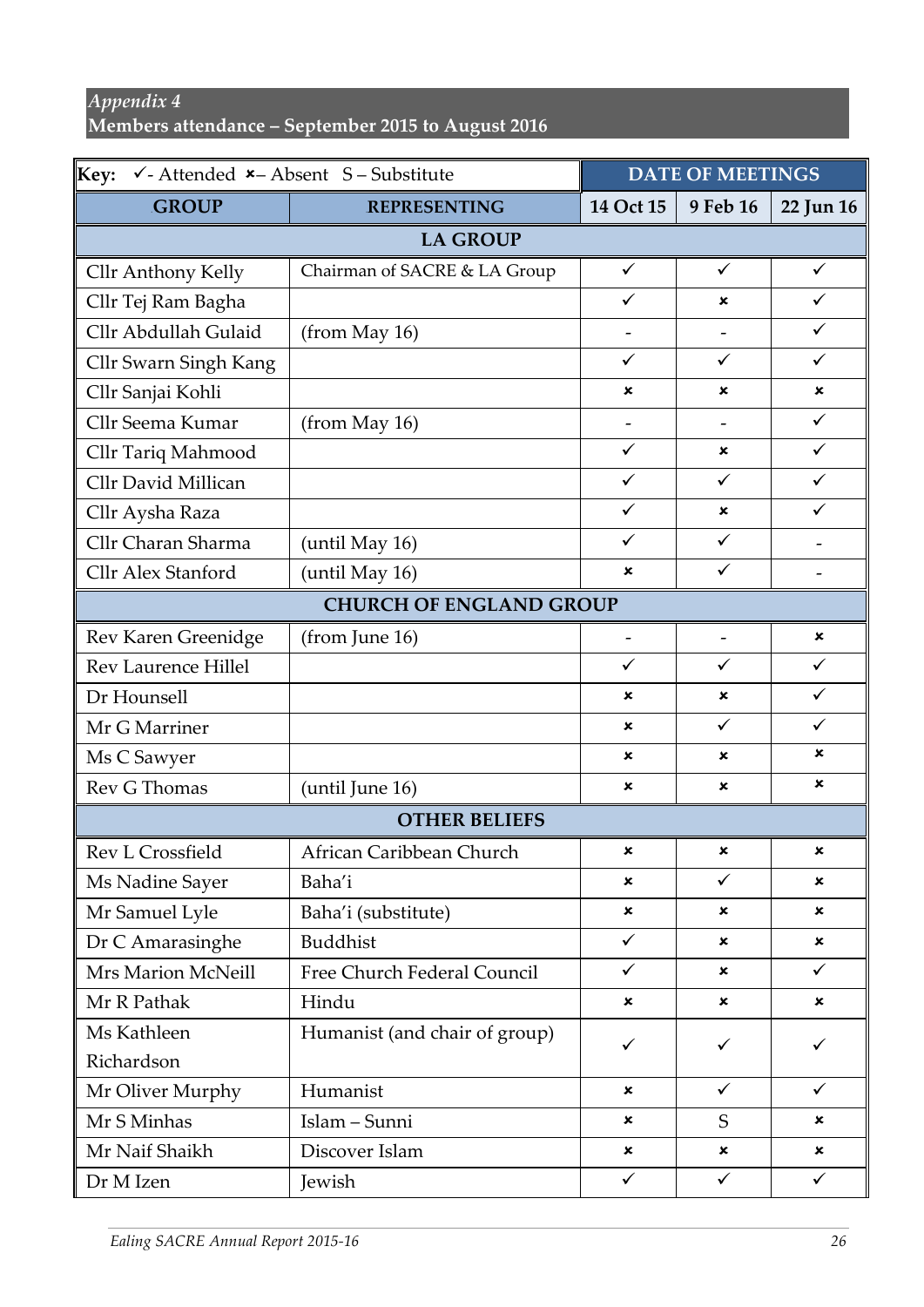*Appendix 4*
**Members attendance – September 2015 to August 2016**

| Key: ✓- Attended ×– Absent S – Substitute | | DATE OF MEETINGS | | |
|---|---|---|---|---|
| **GROUP** | **REPRESENTING** | **14 Oct 15** | **9 Feb 16** | **22 Jun 16** |
| **LA GROUP** | | | | |
| Cllr Anthony Kelly | Chairman of SACRE & LA Group | ✓ | ✓ | ✓ |
| Cllr Tej Ram Bagha | | ✓ | × | ✓ |
| Cllr Abdullah Gulaid | (from May 16) | - | - | ✓ |
| Cllr Swarn Singh Kang | | ✓ | ✓ | ✓ |
| Cllr Sanjai Kohli | | × | × | × |
| Cllr Seema Kumar | (from May 16) | - | - | ✓ |
| Cllr Tariq Mahmood | | ✓ | × | ✓ |
| Cllr David Millican | | ✓ | ✓ | ✓ |
| Cllr Aysha Raza | | ✓ | × | ✓ |
| Cllr Charan Sharma | (until May 16) | ✓ | ✓ | - |
| Cllr Alex Stanford | (until May 16) | × | ✓ | - |
| **CHURCH OF ENGLAND GROUP** | | | | |
| Rev Karen Greenidge | (from June 16) | - | - | × |
| Rev Laurence Hillel | | ✓ | ✓ | ✓ |
| Dr Hounsell | | × | × | ✓ |
| Mr G Marriner | | × | ✓ | ✓ |
| Ms C Sawyer | | × | × | × |
| Rev G Thomas | (until June 16) | × | × | × |
| **OTHER BELIEFS** | | | | |
| Rev L Crossfield | African Caribbean Church | × | × | × |
| Ms Nadine Sayer | Baha'i | × | ✓ | × |
| Mr Samuel Lyle | Baha'i (substitute) | × | × | × |
| Dr C Amarasinghe | Buddhist | ✓ | × | × |
| Mrs Marion McNeill | Free Church Federal Council | ✓ | × | ✓ |
| Mr R Pathak | Hindu | × | × | × |
| Ms Kathleen Richardson | Humanist (and chair of group) | ✓ | ✓ | ✓ |
| Mr Oliver Murphy | Humanist | × | ✓ | ✓ |
| Mr S Minhas | Islam – Sunni | × | S | × |
| Mr Naif Shaikh | Discover Islam | × | × | × |
| Dr M Izen | Jewish | ✓ | ✓ | ✓ |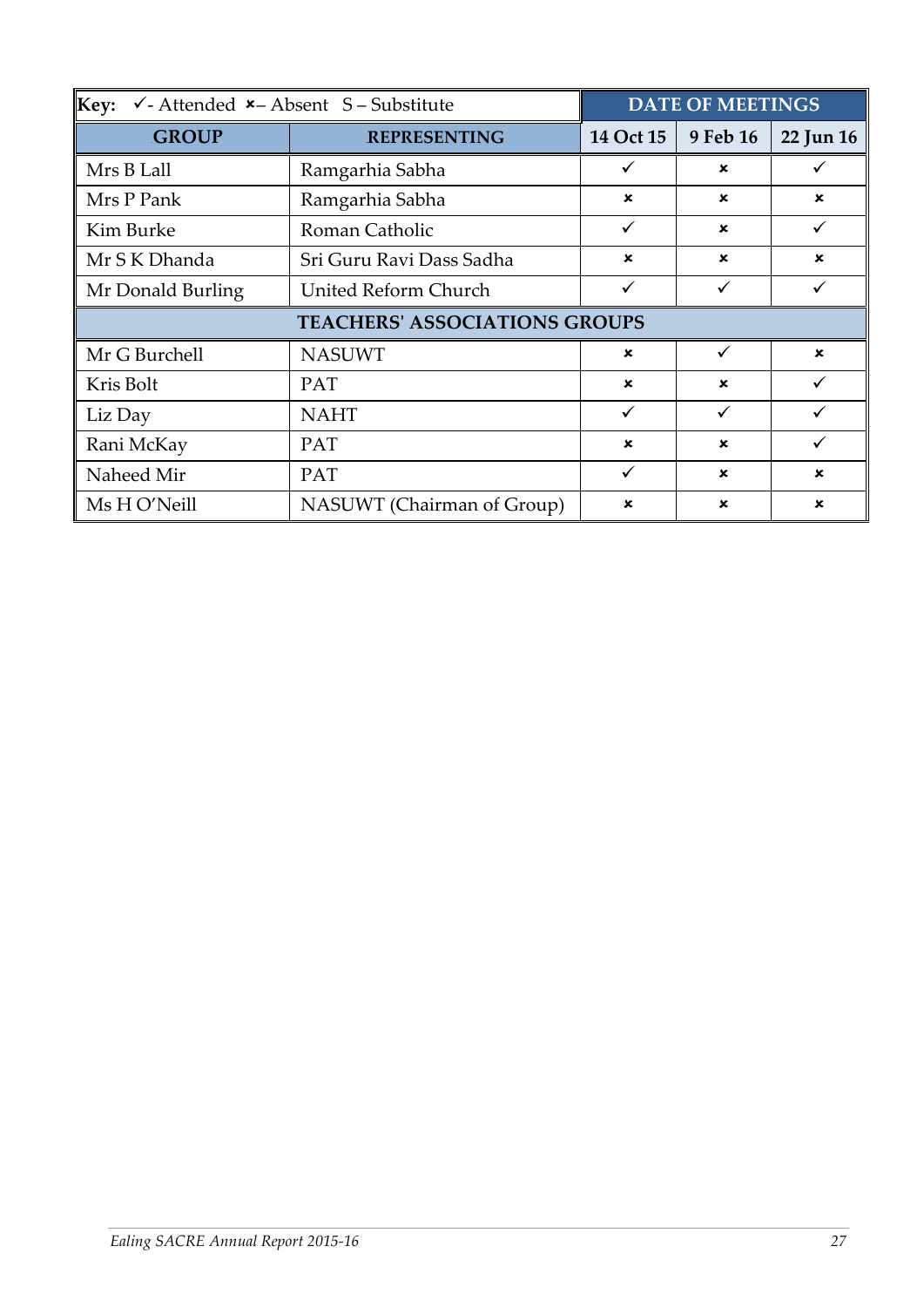| **Key:** ✓- Attended ×– Absent S – Substitute | | **DATE OF MEETINGS** | | |
|---|---|---|---|---|
| **GROUP** | **REPRESENTING** | **14 Oct 15** | **9 Feb 16** | **22 Jun 16** |
| Mrs B Lall | Ramgarhia Sabha | ✓ | × | ✓ |
| Mrs P Pank | Ramgarhia Sabha | × | × | × |
| Kim Burke | Roman Catholic | ✓ | × | ✓ |
| Mr S K Dhanda | Sri Guru Ravi Dass Sadha | × | × | × |
| Mr Donald Burling | United Reform Church | ✓ | ✓ | ✓ |
| **TEACHERS' ASSOCIATIONS GROUPS** | | | | |
| Mr G Burchell | NASUWT | × | ✓ | × |
| Kris Bolt | PAT | × | × | ✓ |
| Liz Day | NAHT | ✓ | ✓ | ✓ |
| Rani McKay | PAT | × | × | ✓ |
| Naheed Mir | PAT | ✓ | × | × |
| Ms H O'Neill | NASUWT (Chairman of Group) | × | × | × |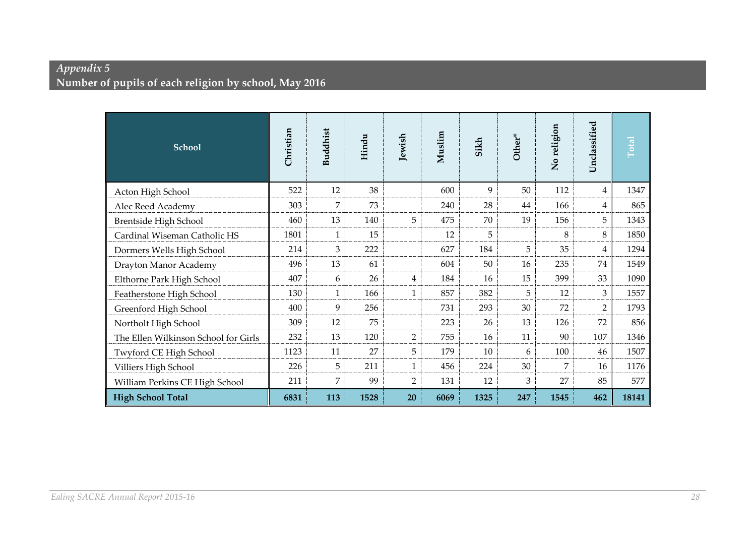*Appendix 5*

**Number of pupils of each religion by school, May 2016**

| School | Christian | Buddhist | Hindu | Jewish | Muslim | Sikh | Other* | No religion | Unclassified | Total |
|---|---|---|---|---|---|---|---|---|---|---|
| Acton High School | 522 | 12 | 38 | | 600 | 9 | 50 | 112 | 4 | 1347 |
| Alec Reed Academy | 303 | 7 | 73 | | 240 | 28 | 44 | 166 | 4 | 865 |
| Brentside High School | 460 | 13 | 140 | 5 | 475 | 70 | 19 | 156 | 5 | 1343 |
| Cardinal Wiseman Catholic HS | 1801 | 1 | 15 | | 12 | 5 | | 8 | 8 | 1850 |
| Dormers Wells High School | 214 | 3 | 222 | | 627 | 184 | 5 | 35 | 4 | 1294 |
| Drayton Manor Academy | 496 | 13 | 61 | | 604 | 50 | 16 | 235 | 74 | 1549 |
| Elthorne Park High School | 407 | 6 | 26 | 4 | 184 | 16 | 15 | 399 | 33 | 1090 |
| Featherstone High School | 130 | 1 | 166 | 1 | 857 | 382 | 5 | 12 | 3 | 1557 |
| Greenford High School | 400 | 9 | 256 | | 731 | 293 | 30 | 72 | 2 | 1793 |
| Northolt High School | 309 | 12 | 75 | | 223 | 26 | 13 | 126 | 72 | 856 |
| The Ellen Wilkinson School for Girls | 232 | 13 | 120 | 2 | 755 | 16 | 11 | 90 | 107 | 1346 |
| Twyford CE High School | 1123 | 11 | 27 | 5 | 179 | 10 | 6 | 100 | 46 | 1507 |
| Villiers High School | 226 | 5 | 211 | 1 | 456 | 224 | 30 | 7 | 16 | 1176 |
| William Perkins CE High School | 211 | 7 | 99 | 2 | 131 | 12 | 3 | 27 | 85 | 577 |
| **High School Total** | **6831** | **113** | **1528** | **20** | **6069** | **1325** | **247** | **1545** | **462** | **18141** |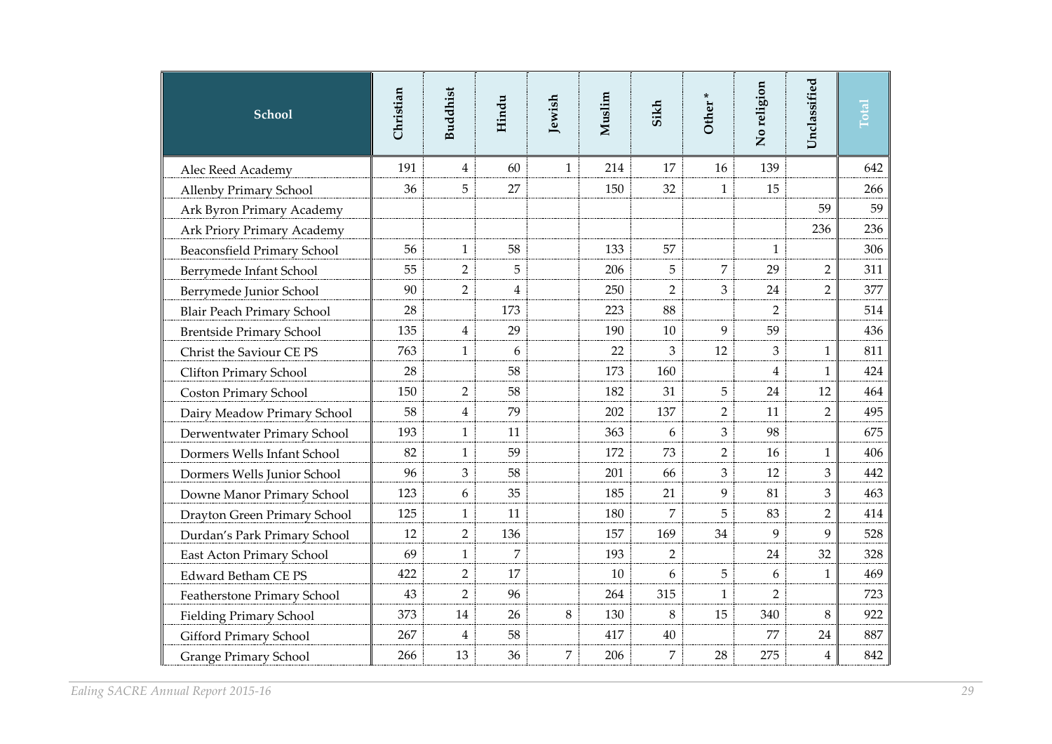| School | Christian | Buddhist | Hindu | Jewish | Muslim | Sikh | Other * | No religion | Unclassified | Total |
|---|---|---|---|---|---|---|---|---|---|---|
| Alec Reed Academy | 191 | 4 | 60 | 1 | 214 | 17 | 16 | 139 | | 642 |
| Allenby Primary School | 36 | 5 | 27 | | 150 | 32 | 1 | 15 | | 266 |
| Ark Byron Primary Academy | | | | | | | | | 59 | 59 |
| Ark Priory Primary Academy | | | | | | | | | 236 | 236 |
| Beaconsfield Primary School | 56 | 1 | 58 | | 133 | 57 | | 1 | | 306 |
| Berrymede Infant School | 55 | 2 | 5 | | 206 | 5 | 7 | 29 | 2 | 311 |
| Berrymede Junior School | 90 | 2 | 4 | | 250 | 2 | 3 | 24 | 2 | 377 |
| Blair Peach Primary School | 28 | | 173 | | 223 | 88 | | 2 | | 514 |
| Brentside Primary School | 135 | 4 | 29 | | 190 | 10 | 9 | 59 | | 436 |
| Christ the Saviour CE PS | 763 | 1 | 6 | | 22 | 3 | 12 | 3 | 1 | 811 |
| Clifton Primary School | 28 | | 58 | | 173 | 160 | | 4 | 1 | 424 |
| Coston Primary School | 150 | 2 | 58 | | 182 | 31 | 5 | 24 | 12 | 464 |
| Dairy Meadow Primary School | 58 | 4 | 79 | | 202 | 137 | 2 | 11 | 2 | 495 |
| Derwentwater Primary School | 193 | 1 | 11 | | 363 | 6 | 3 | 98 | | 675 |
| Dormers Wells Infant School | 82 | 1 | 59 | | 172 | 73 | 2 | 16 | 1 | 406 |
| Dormers Wells Junior School | 96 | 3 | 58 | | 201 | 66 | 3 | 12 | 3 | 442 |
| Downe Manor Primary School | 123 | 6 | 35 | | 185 | 21 | 9 | 81 | 3 | 463 |
| Drayton Green Primary School | 125 | 1 | 11 | | 180 | 7 | 5 | 83 | 2 | 414 |
| Durdan's Park Primary School | 12 | 2 | 136 | | 157 | 169 | 34 | 9 | 9 | 528 |
| East Acton Primary School | 69 | 1 | 7 | | 193 | 2 | | 24 | 32 | 328 |
| Edward Betham CE PS | 422 | 2 | 17 | | 10 | 6 | 5 | 6 | 1 | 469 |
| Featherstone Primary School | 43 | 2 | 96 | | 264 | 315 | 1 | 2 | | 723 |
| Fielding Primary School | 373 | 14 | 26 | 8 | 130 | 8 | 15 | 340 | 8 | 922 |
| Gifford Primary School | 267 | 4 | 58 | | 417 | 40 | | 77 | 24 | 887 |
| Grange Primary School | 266 | 13 | 36 | 7 | 206 | 7 | 28 | 275 | 4 | 842 |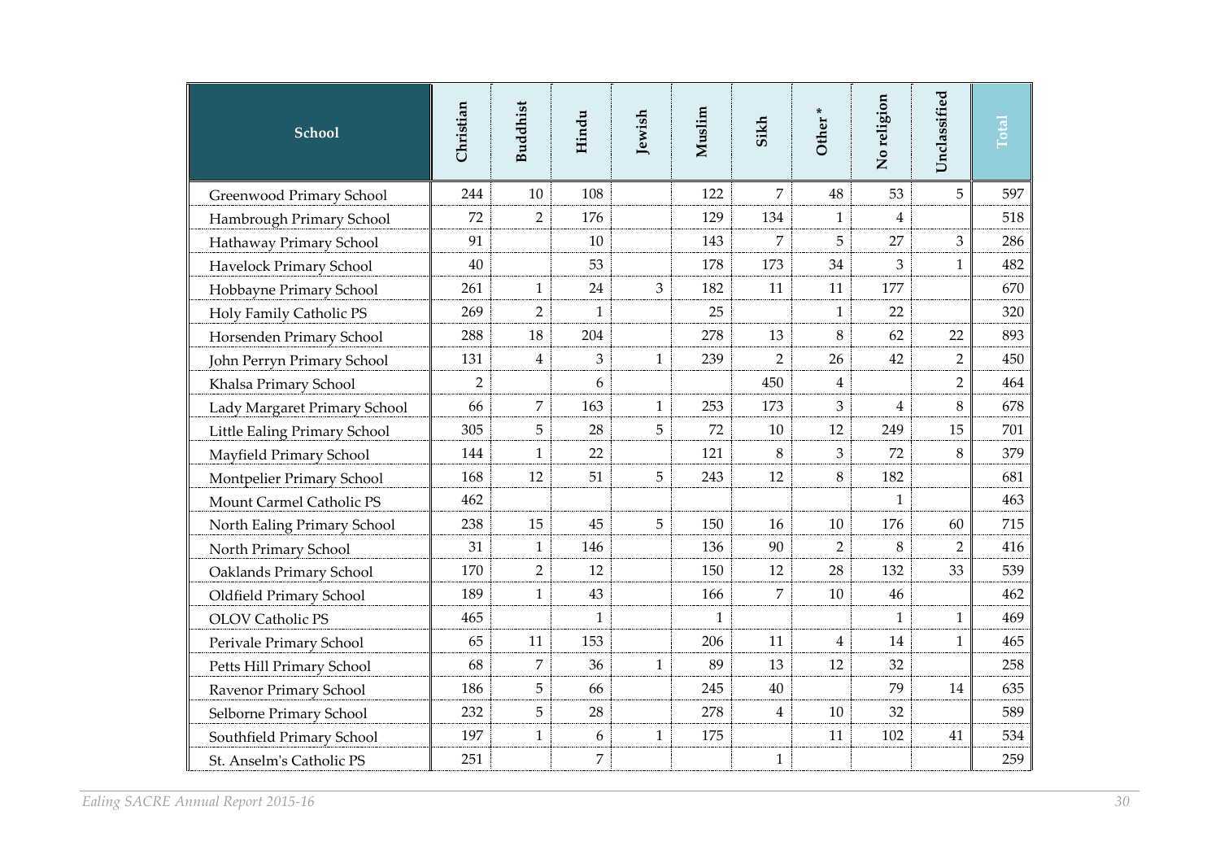| School | Christian | Buddhist | Hindu | Jewish | Muslim | Sikh | Other * | No religion | Unclassified | Total |
|---|---|---|---|---|---|---|---|---|---|---|
| Greenwood Primary School | 244 | 10 | 108 | | 122 | 7 | 48 | 53 | 5 | 597 |
| Hambrough Primary School | 72 | 2 | 176 | | 129 | 134 | 1 | 4 | | 518 |
| Hathaway Primary School | 91 | | 10 | | 143 | 7 | 5 | 27 | 3 | 286 |
| Havelock Primary School | 40 | | 53 | | 178 | 173 | 34 | 3 | 1 | 482 |
| Hobbayne Primary School | 261 | 1 | 24 | 3 | 182 | 11 | 11 | 177 | | 670 |
| Holy Family Catholic PS | 269 | 2 | 1 | | 25 | | 1 | 22 | | 320 |
| Horsenden Primary School | 288 | 18 | 204 | | 278 | 13 | 8 | 62 | 22 | 893 |
| John Perryn Primary School | 131 | 4 | 3 | 1 | 239 | 2 | 26 | 42 | 2 | 450 |
| Khalsa Primary School | 2 | | 6 | | | 450 | 4 | | 2 | 464 |
| Lady Margaret Primary School | 66 | 7 | 163 | 1 | 253 | 173 | 3 | 4 | 8 | 678 |
| Little Ealing Primary School | 305 | 5 | 28 | 5 | 72 | 10 | 12 | 249 | 15 | 701 |
| Mayfield Primary School | 144 | 1 | 22 | | 121 | 8 | 3 | 72 | 8 | 379 |
| Montpelier Primary School | 168 | 12 | 51 | 5 | 243 | 12 | 8 | 182 | | 681 |
| Mount Carmel Catholic PS | 462 | | | | | | | 1 | | 463 |
| North Ealing Primary School | 238 | 15 | 45 | 5 | 150 | 16 | 10 | 176 | 60 | 715 |
| North Primary School | 31 | 1 | 146 | | 136 | 90 | 2 | 8 | 2 | 416 |
| Oaklands Primary School | 170 | 2 | 12 | | 150 | 12 | 28 | 132 | 33 | 539 |
| Oldfield Primary School | 189 | 1 | 43 | | 166 | 7 | 10 | 46 | | 462 |
| OLOV Catholic PS | 465 | | 1 | | 1 | | | 1 | 1 | 469 |
| Perivale Primary School | 65 | 11 | 153 | | 206 | 11 | 4 | 14 | 1 | 465 |
| Petts Hill Primary School | 68 | 7 | 36 | 1 | 89 | 13 | 12 | 32 | | 258 |
| Ravenor Primary School | 186 | 5 | 66 | | 245 | 40 | | 79 | 14 | 635 |
| Selborne Primary School | 232 | 5 | 28 | | 278 | 4 | 10 | 32 | | 589 |
| Southfield Primary School | 197 | 1 | 6 | 1 | 175 | | 11 | 102 | 41 | 534 |
| St. Anselm's Catholic PS | 251 | | 7 | | | 1 | | | | 259 |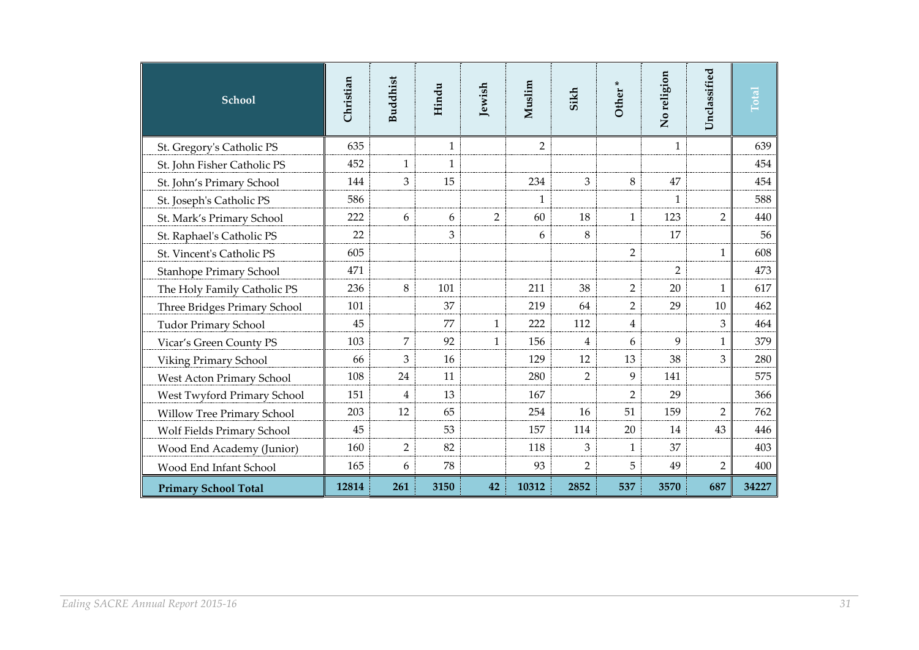| School | Christian | Buddhist | Hindu | Jewish | Muslim | Sikh | Other * | No religion | Unclassified | Total |
|---|---|---|---|---|---|---|---|---|---|---|
| St. Gregory's Catholic PS | 635 | | 1 | | 2 | | | 1 | | 639 |
| St. John Fisher Catholic PS | 452 | 1 | 1 | | | | | | | 454 |
| St. John's Primary School | 144 | 3 | 15 | | 234 | 3 | 8 | 47 | | 454 |
| St. Joseph's Catholic PS | 586 | | | | 1 | | | 1 | | 588 |
| St. Mark's Primary School | 222 | 6 | 6 | 2 | 60 | 18 | 1 | 123 | 2 | 440 |
| St. Raphael's Catholic PS | 22 | | 3 | | 6 | 8 | | 17 | | 56 |
| St. Vincent's Catholic PS | 605 | | | | | | 2 | | 1 | 608 |
| Stanhope Primary School | 471 | | | | | | | 2 | | 473 |
| The Holy Family Catholic PS | 236 | 8 | 101 | | 211 | 38 | 2 | 20 | 1 | 617 |
| Three Bridges Primary School | 101 | | 37 | | 219 | 64 | 2 | 29 | 10 | 462 |
| Tudor Primary School | 45 | | 77 | 1 | 222 | 112 | 4 | | 3 | 464 |
| Vicar's Green County PS | 103 | 7 | 92 | 1 | 156 | 4 | 6 | 9 | 1 | 379 |
| Viking Primary School | 66 | 3 | 16 | | 129 | 12 | 13 | 38 | 3 | 280 |
| West Acton Primary School | 108 | 24 | 11 | | 280 | 2 | 9 | 141 | | 575 |
| West Twyford Primary School | 151 | 4 | 13 | | 167 | | 2 | 29 | | 366 |
| Willow Tree Primary School | 203 | 12 | 65 | | 254 | 16 | 51 | 159 | 2 | 762 |
| Wolf Fields Primary School | 45 | | 53 | | 157 | 114 | 20 | 14 | 43 | 446 |
| Wood End Academy (Junior) | 160 | 2 | 82 | | 118 | 3 | 1 | 37 | | 403 |
| Wood End Infant School | 165 | 6 | 78 | | 93 | 2 | 5 | 49 | 2 | 400 |
| **Primary School Total** | **12814** | **261** | **3150** | **42** | **10312** | **2852** | **537** | **3570** | **687** | **34227** |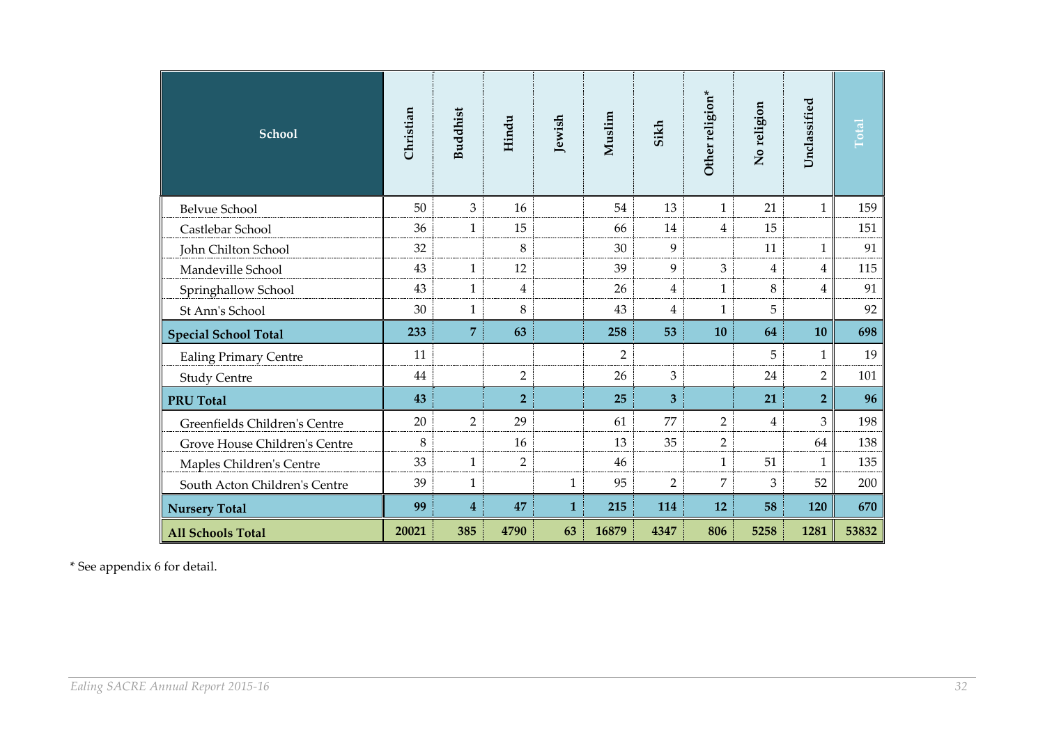| School | Christian | Buddhist | Hindu | Jewish | Muslim | Sikh | Other religion* | No religion | Unclassified | Total |
|---|---|---|---|---|---|---|---|---|---|---|
| Belvue School | 50 | 3 | 16 | | 54 | 13 | 1 | 21 | 1 | 159 |
| Castlebar School | 36 | 1 | 15 | | 66 | 14 | 4 | 15 | | 151 |
| John Chilton School | 32 | | 8 | | 30 | 9 | | 11 | 1 | 91 |
| Mandeville School | 43 | 1 | 12 | | 39 | 9 | 3 | 4 | 4 | 115 |
| Springhallow School | 43 | 1 | 4 | | 26 | 4 | 1 | 8 | 4 | 91 |
| St Ann's School | 30 | 1 | 8 | | 43 | 4 | 1 | 5 | | 92 |
| **Special School Total** | **233** | **7** | **63** | | **258** | **53** | **10** | **64** | **10** | **698** |
| Ealing Primary Centre | 11 | | | | 2 | | | 5 | 1 | 19 |
| Study Centre | 44 | | 2 | | 26 | 3 | | 24 | 2 | 101 |
| **PRU Total** | **43** | | **2** | | **25** | **3** | | **21** | **2** | **96** |
| Greenfields Children's Centre | 20 | 2 | 29 | | 61 | 77 | 2 | 4 | 3 | 198 |
| Grove House Children's Centre | 8 | | 16 | | 13 | 35 | 2 | | 64 | 138 |
| Maples Children's Centre | 33 | 1 | 2 | | 46 | | 1 | 51 | 1 | 135 |
| South Acton Children's Centre | 39 | 1 | | 1 | 95 | 2 | 7 | 3 | 52 | 200 |
| **Nursery Total** | **99** | **4** | **47** | **1** | **215** | **114** | **12** | **58** | **120** | **670** |
| **All Schools Total** | **20021** | **385** | **4790** | **63** | **16879** | **4347** | **806** | **5258** | **1281** | **53832** |

* See appendix 6 for detail.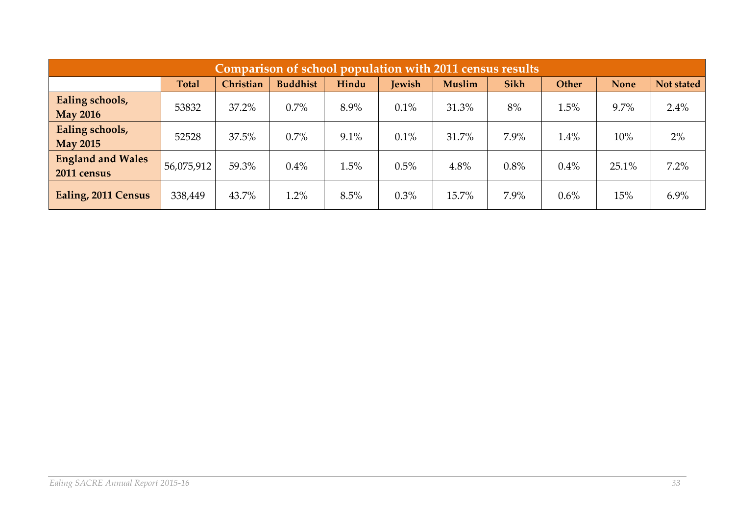| Comparison of school population with 2011 census results | | | | | | | | | | |
|---|---|---|---|---|---|---|---|---|---|---|
| | **Total** | **Christian** | **Buddhist** | **Hindu** | **Jewish** | **Muslim** | **Sikh** | **Other** | **None** | **Not stated** |
| **Ealing schools, May 2016** | 53832 | 37.2% | 0.7% | 8.9% | 0.1% | 31.3% | 8% | 1.5% | 9.7% | 2.4% |
| **Ealing schools, May 2015** | 52528 | 37.5% | 0.7% | 9.1% | 0.1% | 31.7% | 7.9% | 1.4% | 10% | 2% |
| **England and Wales 2011 census** | 56,075,912 | 59.3% | 0.4% | 1.5% | 0.5% | 4.8% | 0.8% | 0.4% | 25.1% | 7.2% |
| **Ealing, 2011 Census** | 338,449 | 43.7% | 1.2% | 8.5% | 0.3% | 15.7% | 7.9% | 0.6% | 15% | 6.9% |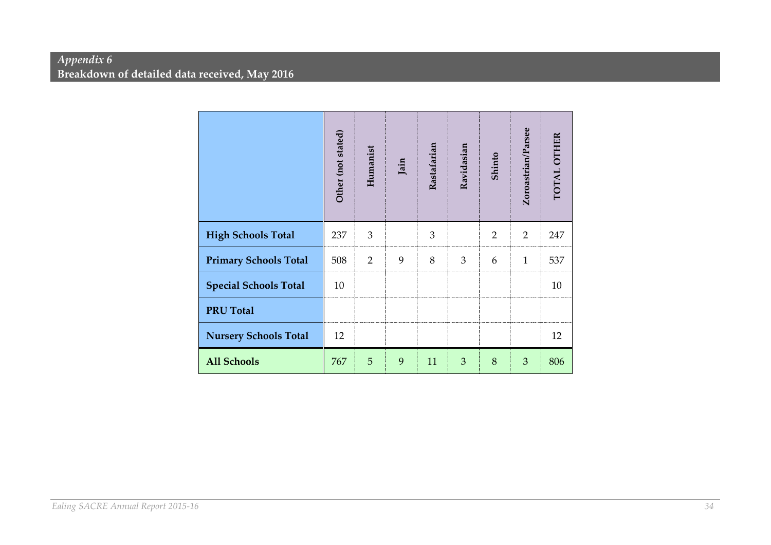*Appendix 6*
**Breakdown of detailed data received, May 2016**

| | Other (not stated) | Humanist | Jain | Rastafarian | Ravidasian | Shinto | Zoroastrian/Parsee | TOTAL OTHER |
|---|---|---|---|---|---|---|---|---|
| **High Schools Total** | 237 | 3 | | 3 | | 2 | 2 | 247 |
| **Primary Schools Total** | 508 | 2 | 9 | 8 | 3 | 6 | 1 | 537 |
| **Special Schools Total** | 10 | | | | | | | 10 |
| **PRU Total** | | | | | | | | |
| **Nursery Schools Total** | 12 | | | | | | | 12 |
| **All Schools** | 767 | 5 | 9 | 11 | 3 | 8 | 3 | 806 |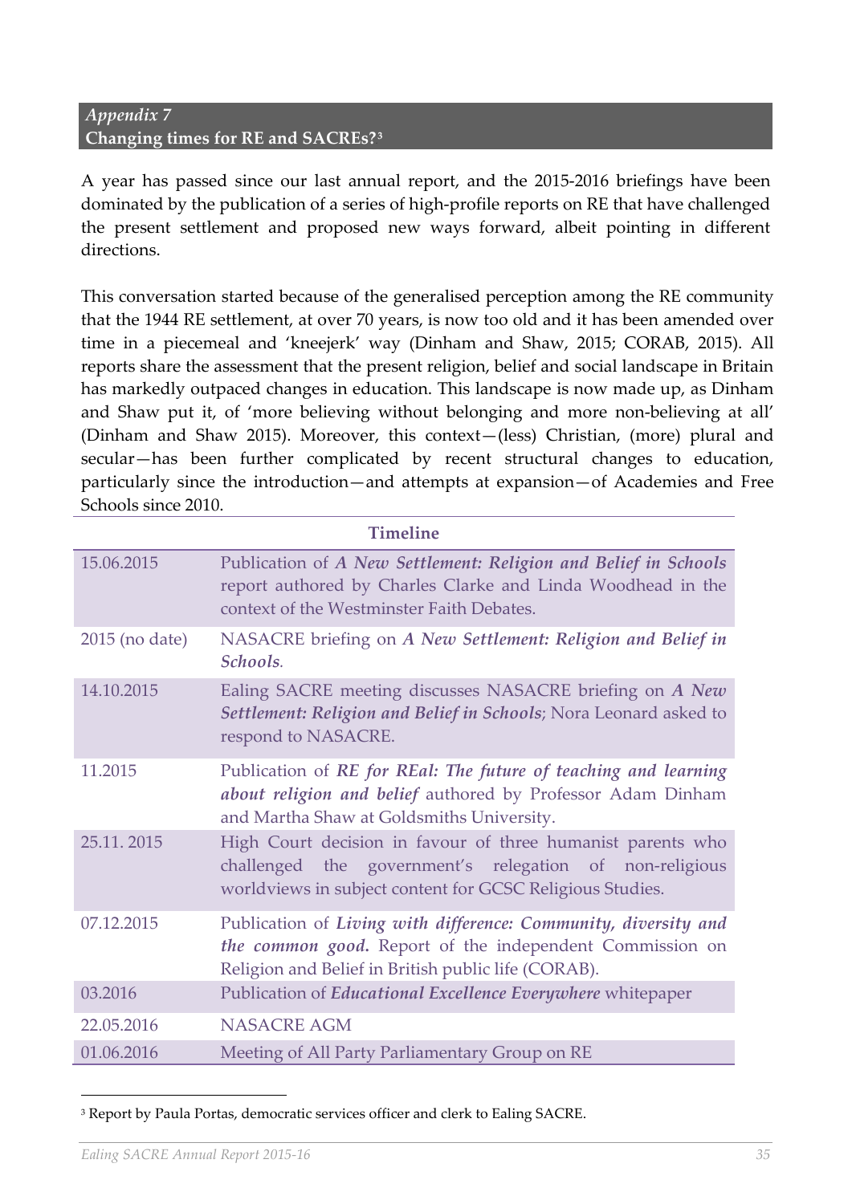## *Appendix 7*
## Changing times for RE and SACREs?[3]

A year has passed since our last annual report, and the 2015-2016 briefings have been dominated by the publication of a series of high-profile reports on RE that have challenged the present settlement and proposed new ways forward, albeit pointing in different directions.

This conversation started because of the generalised perception among the RE community that the 1944 RE settlement, at over 70 years, is now too old and it has been amended over time in a piecemeal and 'kneejerk' way (Dinham and Shaw, 2015; CORAB, 2015). All reports share the assessment that the present religion, belief and social landscape in Britain has markedly outpaced changes in education. This landscape is now made up, as Dinham and Shaw put it, of 'more believing without belonging and more non-believing at all' (Dinham and Shaw 2015). Moreover, this context—(less) Christian, (more) plural and secular—has been further complicated by recent structural changes to education, particularly since the introduction—and attempts at expansion—of Academies and Free Schools since 2010.

| Timeline | |
|---|---|
| 15.06.2015 | Publication of ***A New Settlement: Religion and Belief in Schools*** report authored by Charles Clarke and Linda Woodhead in the context of the Westminster Faith Debates. |
| 2015 (no date) | NASACRE briefing on ***A New Settlement: Religion and Belief in Schools***. |
| 14.10.2015 | Ealing SACRE meeting discusses NASACRE briefing on ***A New Settlement: Religion and Belief in Schools***; Nora Leonard asked to respond to NASACRE. |
| 11.2015 | Publication of ***RE for REal: The future of teaching and learning about religion and belief*** authored by Professor Adam Dinham and Martha Shaw at Goldsmiths University. |
| 25.11. 2015 | High Court decision in favour of three humanist parents who challenged the government's relegation of non-religious worldviews in subject content for GCSC Religious Studies. |
| 07.12.2015 | Publication of ***Living with difference: Community, diversity and the common good.*** Report of the independent Commission on Religion and Belief in British public life (CORAB). |
| 03.2016 | Publication of ***Educational Excellence Everywhere*** whitepaper |
| 22.05.2016 | NASACRE AGM |
| 01.06.2016 | Meeting of All Party Parliamentary Group on RE |

[3] Report by Paula Portas, democratic services officer and clerk to Ealing SACRE.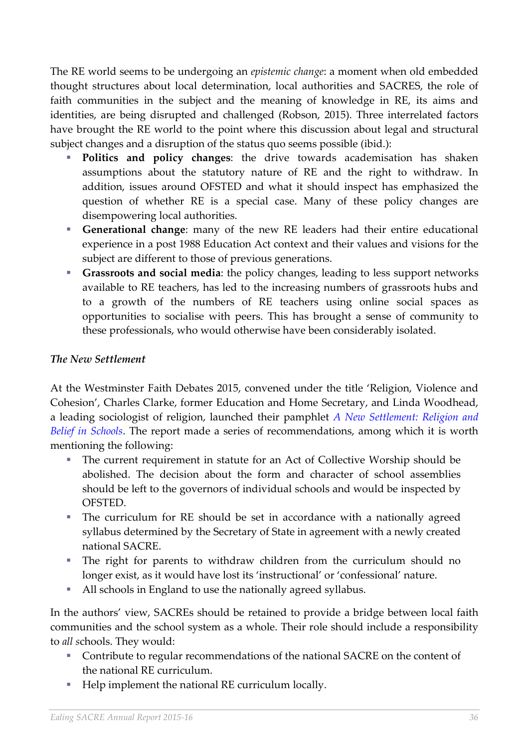The RE world seems to be undergoing an *epistemic change*: a moment when old embedded thought structures about local determination, local authorities and SACRES, the role of faith communities in the subject and the meaning of knowledge in RE, its aims and identities, are being disrupted and challenged (Robson, 2015). Three interrelated factors have brought the RE world to the point where this discussion about legal and structural subject changes and a disruption of the status quo seems possible (ibid.):

- **Politics and policy changes**: the drive towards academisation has shaken assumptions about the statutory nature of RE and the right to withdraw. In addition, issues around OFSTED and what it should inspect has emphasized the question of whether RE is a special case. Many of these policy changes are disempowering local authorities.
- **Generational change**: many of the new RE leaders had their entire educational experience in a post 1988 Education Act context and their values and visions for the subject are different to those of previous generations.
- **Grassroots and social media**: the policy changes, leading to less support networks available to RE teachers, has led to the increasing numbers of grassroots hubs and to a growth of the numbers of RE teachers using online social spaces as opportunities to socialise with peers. This has brought a sense of community to these professionals, who would otherwise have been considerably isolated.

*The New Settlement*

At the Westminster Faith Debates 2015, convened under the title 'Religion, Violence and Cohesion', Charles Clarke, former Education and Home Secretary, and Linda Woodhead, a leading sociologist of religion, launched their pamphlet *A New Settlement: Religion and Belief in Schools*. The report made a series of recommendations, among which it is worth mentioning the following:

- The current requirement in statute for an Act of Collective Worship should be abolished. The decision about the form and character of school assemblies should be left to the governors of individual schools and would be inspected by OFSTED.
- The curriculum for RE should be set in accordance with a nationally agreed syllabus determined by the Secretary of State in agreement with a newly created national SACRE.
- The right for parents to withdraw children from the curriculum should no longer exist, as it would have lost its 'instructional' or 'confessional' nature.
- All schools in England to use the nationally agreed syllabus.

In the authors' view, SACREs should be retained to provide a bridge between local faith communities and the school system as a whole. Their role should include a responsibility to *all* schools. They would:

- Contribute to regular recommendations of the national SACRE on the content of the national RE curriculum.
- Help implement the national RE curriculum locally.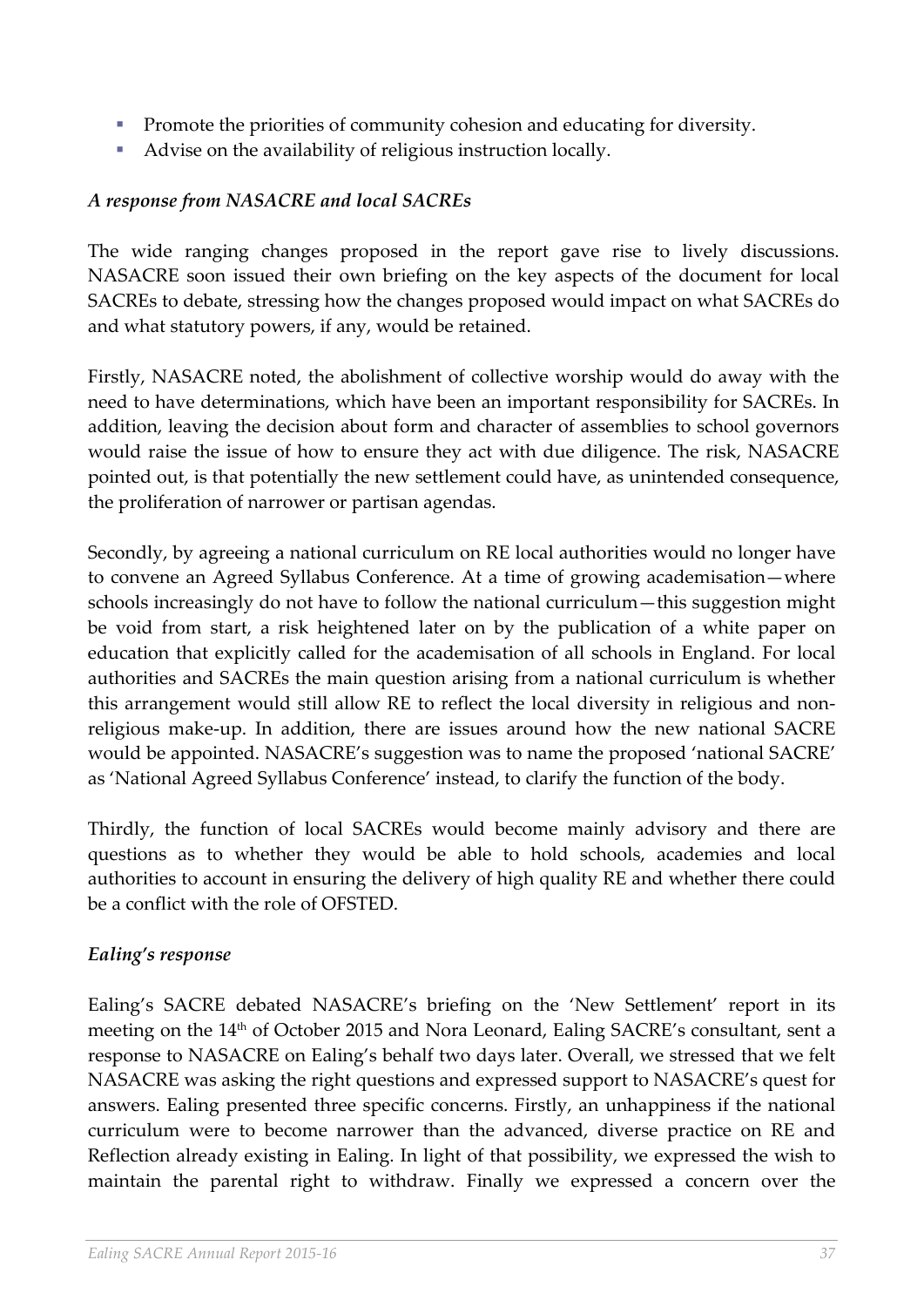- Promote the priorities of community cohesion and educating for diversity.
- Advise on the availability of religious instruction locally.

*A response from NASACRE and local SACREs*

The wide ranging changes proposed in the report gave rise to lively discussions. NASACRE soon issued their own briefing on the key aspects of the document for local SACREs to debate, stressing how the changes proposed would impact on what SACREs do and what statutory powers, if any, would be retained.

Firstly, NASACRE noted, the abolishment of collective worship would do away with the need to have determinations, which have been an important responsibility for SACREs. In addition, leaving the decision about form and character of assemblies to school governors would raise the issue of how to ensure they act with due diligence. The risk, NASACRE pointed out, is that potentially the new settlement could have, as unintended consequence, the proliferation of narrower or partisan agendas.

Secondly, by agreeing a national curriculum on RE local authorities would no longer have to convene an Agreed Syllabus Conference. At a time of growing academisation—where schools increasingly do not have to follow the national curriculum—this suggestion might be void from start, a risk heightened later on by the publication of a white paper on education that explicitly called for the academisation of all schools in England. For local authorities and SACREs the main question arising from a national curriculum is whether this arrangement would still allow RE to reflect the local diversity in religious and non-religious make-up. In addition, there are issues around how the new national SACRE would be appointed. NASACRE's suggestion was to name the proposed 'national SACRE' as 'National Agreed Syllabus Conference' instead, to clarify the function of the body.

Thirdly, the function of local SACREs would become mainly advisory and there are questions as to whether they would be able to hold schools, academies and local authorities to account in ensuring the delivery of high quality RE and whether there could be a conflict with the role of OFSTED.

*Ealing's response*

Ealing's SACRE debated NASACRE's briefing on the 'New Settlement' report in its meeting on the 14th of October 2015 and Nora Leonard, Ealing SACRE's consultant, sent a response to NASACRE on Ealing's behalf two days later. Overall, we stressed that we felt NASACRE was asking the right questions and expressed support to NASACRE's quest for answers. Ealing presented three specific concerns. Firstly, an unhappiness if the national curriculum were to become narrower than the advanced, diverse practice on RE and Reflection already existing in Ealing. In light of that possibility, we expressed the wish to maintain the parental right to withdraw. Finally we expressed a concern over the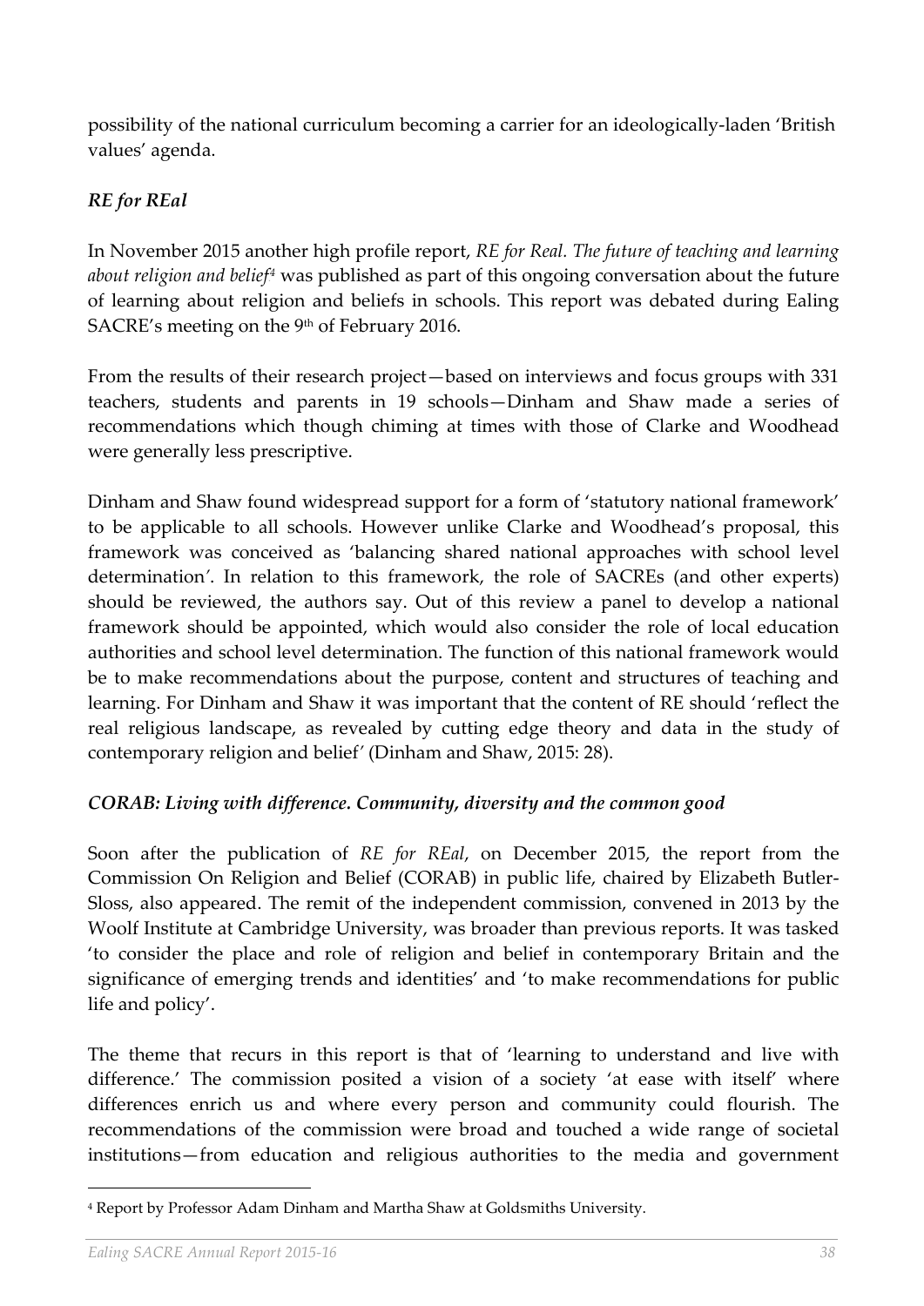possibility of the national curriculum becoming a carrier for an ideologically-laden 'British values' agenda.

### *RE for REal*

In November 2015 another high profile report, *RE for Real. The future of teaching and learning about religion and belief*[4] was published as part of this ongoing conversation about the future of learning about religion and beliefs in schools. This report was debated during Ealing SACRE's meeting on the 9th of February 2016.

From the results of their research project—based on interviews and focus groups with 331 teachers, students and parents in 19 schools—Dinham and Shaw made a series of recommendations which though chiming at times with those of Clarke and Woodhead were generally less prescriptive.

Dinham and Shaw found widespread support for a form of 'statutory national framework' to be applicable to all schools. However unlike Clarke and Woodhead's proposal, this framework was conceived as 'balancing shared national approaches with school level determination'. In relation to this framework, the role of SACREs (and other experts) should be reviewed, the authors say. Out of this review a panel to develop a national framework should be appointed, which would also consider the role of local education authorities and school level determination. The function of this national framework would be to make recommendations about the purpose, content and structures of teaching and learning. For Dinham and Shaw it was important that the content of RE should 'reflect the real religious landscape, as revealed by cutting edge theory and data in the study of contemporary religion and belief' (Dinham and Shaw, 2015: 28).

### *CORAB: Living with difference. Community, diversity and the common good*

Soon after the publication of *RE for REal*, on December 2015, the report from the Commission On Religion and Belief (CORAB) in public life, chaired by Elizabeth Butler-Sloss, also appeared. The remit of the independent commission, convened in 2013 by the Woolf Institute at Cambridge University, was broader than previous reports. It was tasked 'to consider the place and role of religion and belief in contemporary Britain and the significance of emerging trends and identities' and 'to make recommendations for public life and policy'.

The theme that recurs in this report is that of 'learning to understand and live with difference.' The commission posited a vision of a society 'at ease with itself' where differences enrich us and where every person and community could flourish. The recommendations of the commission were broad and touched a wide range of societal institutions—from education and religious authorities to the media and government

---

[4] Report by Professor Adam Dinham and Martha Shaw at Goldsmiths University.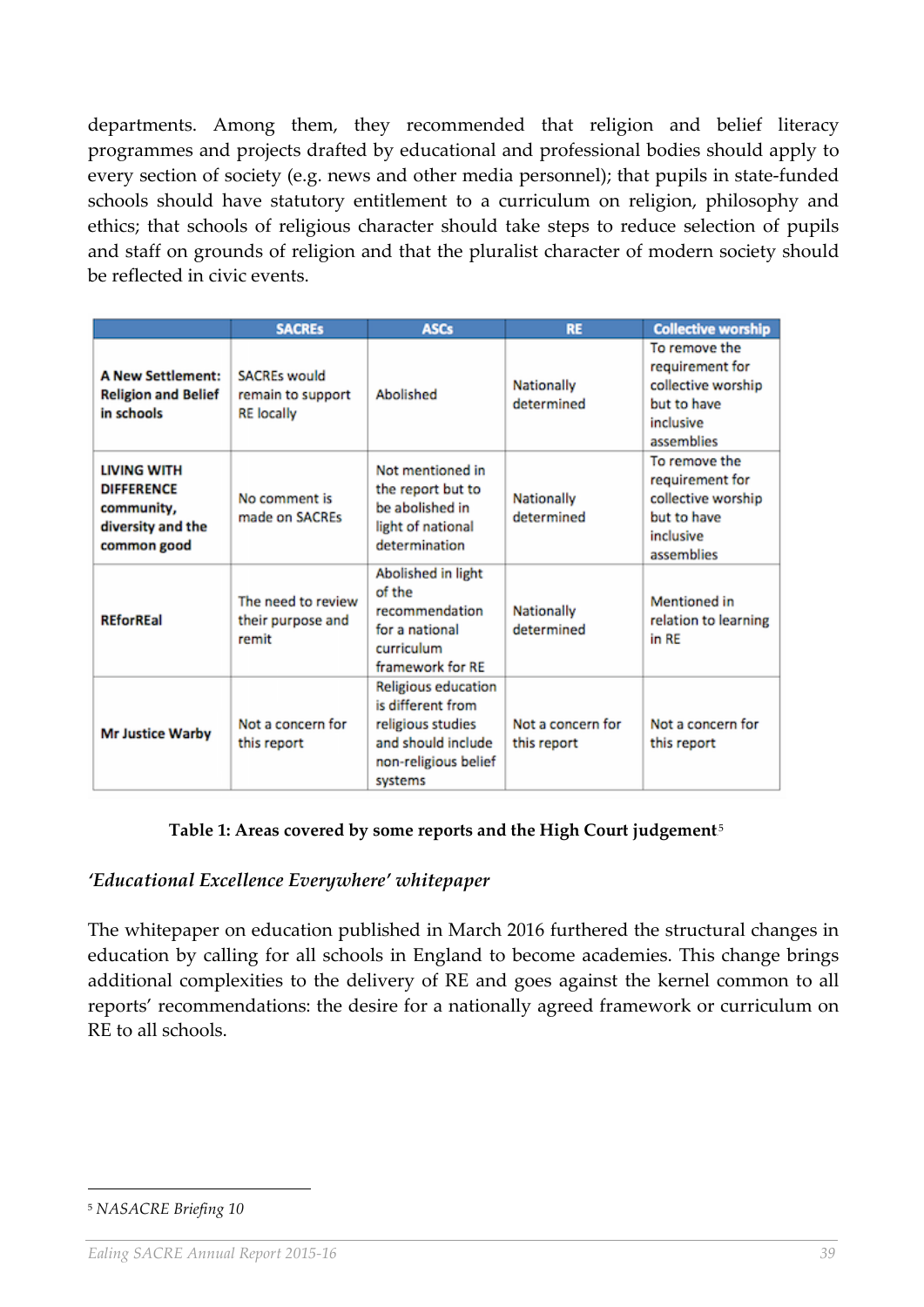departments. Among them, they recommended that religion and belief literacy programmes and projects drafted by educational and professional bodies should apply to every section of society (e.g. news and other media personnel); that pupils in state-funded schools should have statutory entitlement to a curriculum on religion, philosophy and ethics; that schools of religious character should take steps to reduce selection of pupils and staff on grounds of religion and that the pluralist character of modern society should be reflected in civic events.

| | SACREs | ASCs | RE | Collective worship |
|---|---|---|---|---|
| **A New Settlement: Religion and Belief in schools** | SACREs would remain to support RE locally | Abolished | Nationally determined | To remove the requirement for collective worship but to have inclusive assemblies |
| **LIVING WITH DIFFERENCE community, diversity and the common good** | No comment is made on SACREs | Not mentioned in the report but to be abolished in light of national determination | Nationally determined | To remove the requirement for collective worship but to have inclusive assemblies |
| **REforREal** | The need to review their purpose and remit | Abolished in light of the recommendation for a national curriculum framework for RE | Nationally determined | Mentioned in relation to learning in RE |
| **Mr Justice Warby** | Not a concern for this report | Religious education is different from religious studies and should include non-religious belief systems | Not a concern for this report | Not a concern for this report |

**Table 1: Areas covered by some reports and the High Court judgement**[5]

### *'Educational Excellence Everywhere' whitepaper*

The whitepaper on education published in March 2016 furthered the structural changes in education by calling for all schools in England to become academies. This change brings additional complexities to the delivery of RE and goes against the kernel common to all reports' recommendations: the desire for a nationally agreed framework or curriculum on RE to all schools.

---

[5] *NASACRE Briefing 10*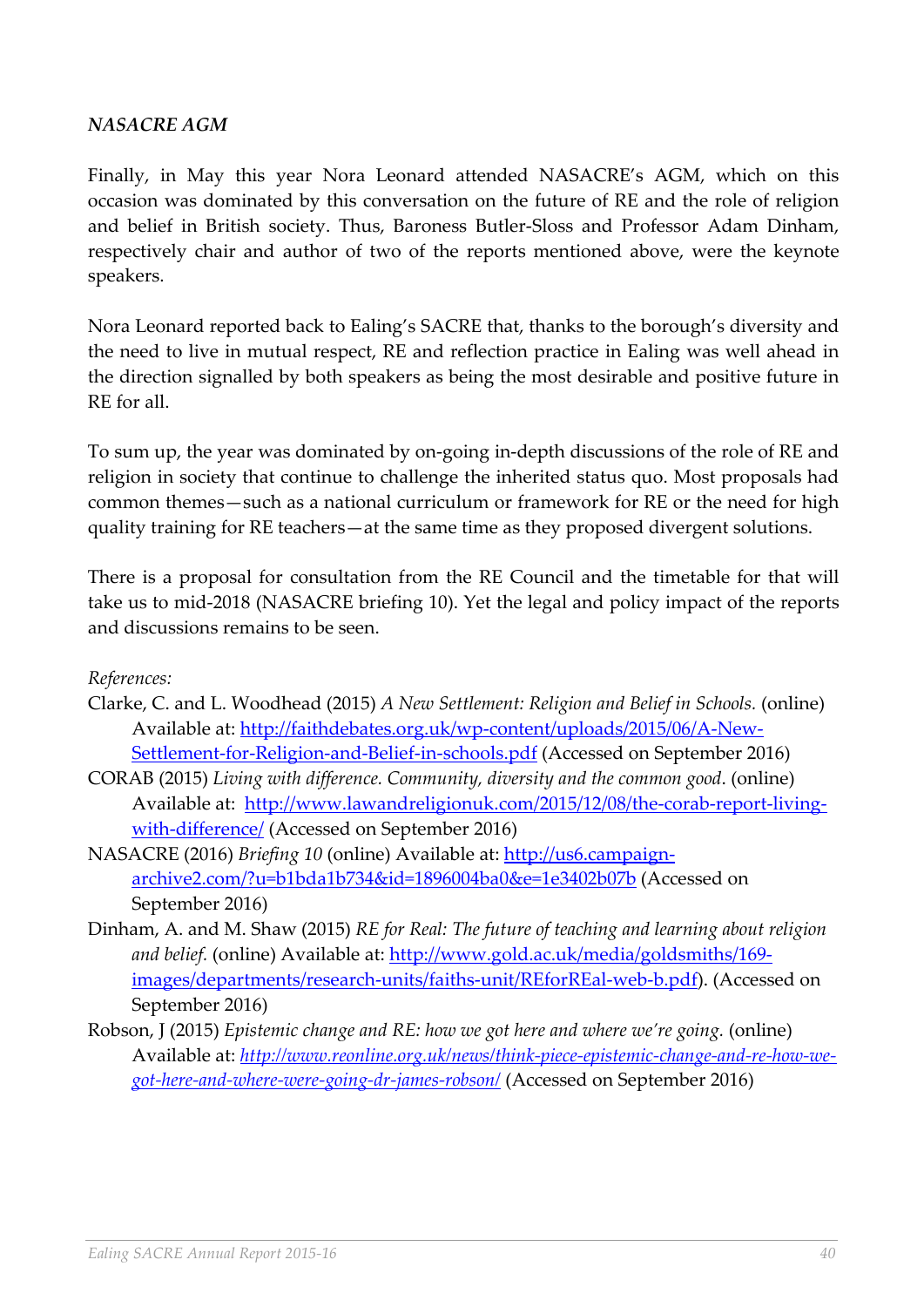### *NASACRE AGM*

Finally, in May this year Nora Leonard attended NASACRE's AGM, which on this occasion was dominated by this conversation on the future of RE and the role of religion and belief in British society. Thus, Baroness Butler-Sloss and Professor Adam Dinham, respectively chair and author of two of the reports mentioned above, were the keynote speakers.

Nora Leonard reported back to Ealing's SACRE that, thanks to the borough's diversity and the need to live in mutual respect, RE and reflection practice in Ealing was well ahead in the direction signalled by both speakers as being the most desirable and positive future in RE for all.

To sum up, the year was dominated by on-going in-depth discussions of the role of RE and religion in society that continue to challenge the inherited status quo. Most proposals had common themes—such as a national curriculum or framework for RE or the need for high quality training for RE teachers—at the same time as they proposed divergent solutions.

There is a proposal for consultation from the RE Council and the timetable for that will take us to mid-2018 (NASACRE briefing 10). Yet the legal and policy impact of the reports and discussions remains to be seen.

*References:*

Clarke, C. and L. Woodhead (2015) *A New Settlement: Religion and Belief in Schools.* (online) Available at: http://faithdebates.org.uk/wp-content/uploads/2015/06/A-New-Settlement-for-Religion-and-Belief-in-schools.pdf (Accessed on September 2016)

CORAB (2015) *Living with difference. Community, diversity and the common good*. (online) Available at: http://www.lawandreligionuk.com/2015/12/08/the-corab-report-living-with-difference/ (Accessed on September 2016)

NASACRE (2016) *Briefing 10* (online) Available at: http://us6.campaign-archive2.com/?u=b1bda1b734&id=1896004ba0&e=1e3402b07b (Accessed on September 2016)

Dinham, A. and M. Shaw (2015) *RE for Real: The future of teaching and learning about religion and belief.* (online) Available at: http://www.gold.ac.uk/media/goldsmiths/169-images/departments/research-units/faiths-unit/REforREal-web-b.pdf). (Accessed on September 2016)

Robson, J (2015) *Epistemic change and RE: how we got here and where we're going.* (online) Available at: *http://www.reonline.org.uk/news/think-piece-epistemic-change-and-re-how-we-got-here-and-where-were-going-dr-james-robson/* (Accessed on September 2016)